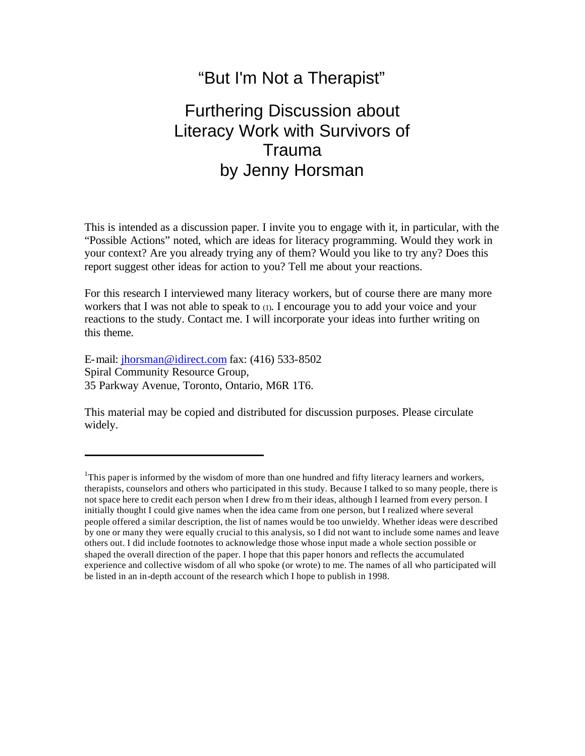# "But I'm Not a Therapist"

## Furthering Discussion about Literacy Work with Survivors of Trauma by Jenny Horsman

This is intended as a discussion paper. I invite you to engage with it, in particular, with the "Possible Actions" noted, which are ideas for literacy programming. Would they work in your context? Are you already trying any of them? Would you like to try any? Does this report suggest other ideas for action to you? Tell me about your reactions.

For this research I interviewed many literacy workers, but of course there are many more workers that I was not able to speak to [1]. I encourage you to add your voice and your reactions to the study. Contact me. I will incorporate your ideas into further writing on this theme.

E-mail: jhorsman@idirect.com fax: (416) 533-8502
Spiral Community Resource Group,
35 Parkway Avenue, Toronto, Ontario, M6R 1T6.

This material may be copied and distributed for discussion purposes. Please circulate widely.

---

[1]This paper is informed by the wisdom of more than one hundred and fifty literacy learners and workers, therapists, counselors and others who participated in this study. Because I talked to so many people, there is not space here to credit each person when I drew from their ideas, although I learned from every person. I initially thought I could give names when the idea came from one person, but I realized where several people offered a similar description, the list of names would be too unwieldy. Whether ideas were described by one or many they were equally crucial to this analysis, so I did not want to include some names and leave others out. I did include footnotes to acknowledge those whose input made a whole section possible or shaped the overall direction of the paper. I hope that this paper honors and reflects the accumulated experience and collective wisdom of all who spoke (or wrote) to me. The names of all who participated will be listed in an in-depth account of the research which I hope to publish in 1998.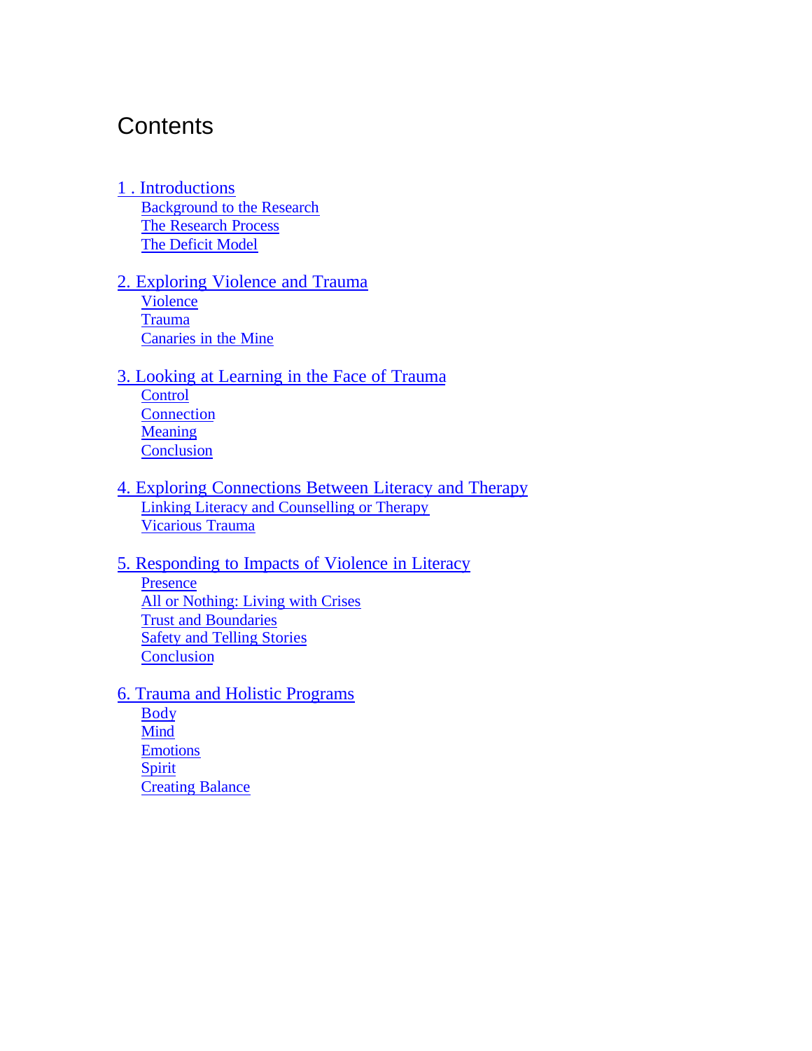# Contents

1 . Introductions
- Background to the Research
- The Research Process
- The Deficit Model

2. Exploring Violence and Trauma
- Violence
- Trauma
- Canaries in the Mine

3. Looking at Learning in the Face of Trauma
- Control
- Connection
- Meaning
- Conclusion

4. Exploring Connections Between Literacy and Therapy
- Linking Literacy and Counselling or Therapy
- Vicarious Trauma

5. Responding to Impacts of Violence in Literacy
- Presence
- All or Nothing: Living with Crises
- Trust and Boundaries
- Safety and Telling Stories
- Conclusion

6. Trauma and Holistic Programs
- Body
- Mind
- Emotions
- Spirit
- Creating Balance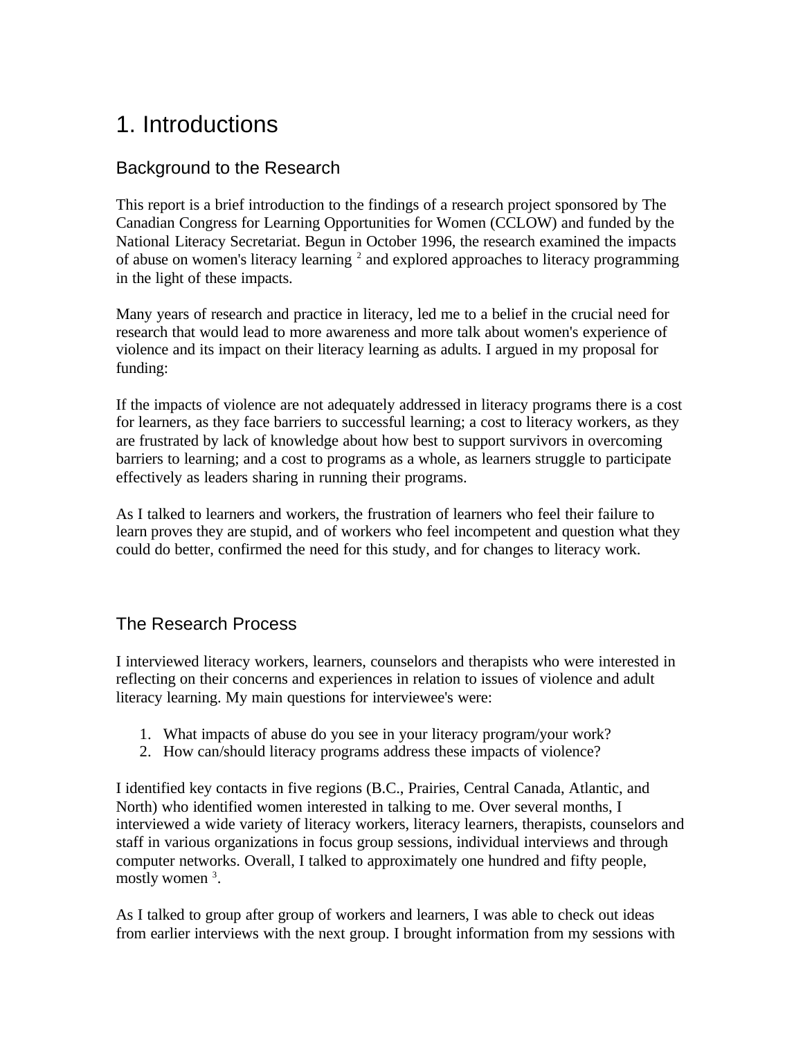# 1. Introductions

## Background to the Research

This report is a brief introduction to the findings of a research project sponsored by The Canadian Congress for Learning Opportunities for Women (CCLOW) and funded by the National Literacy Secretariat. Begun in October 1996, the research examined the impacts of abuse on women's literacy learning [2] and explored approaches to literacy programming in the light of these impacts.

Many years of research and practice in literacy, led me to a belief in the crucial need for research that would lead to more awareness and more talk about women's experience of violence and its impact on their literacy learning as adults. I argued in my proposal for funding:

If the impacts of violence are not adequately addressed in literacy programs there is a cost for learners, as they face barriers to successful learning; a cost to literacy workers, as they are frustrated by lack of knowledge about how best to support survivors in overcoming barriers to learning; and a cost to programs as a whole, as learners struggle to participate effectively as leaders sharing in running their programs.

As I talked to learners and workers, the frustration of learners who feel their failure to learn proves they are stupid, and of workers who feel incompetent and question what they could do better, confirmed the need for this study, and for changes to literacy work.

## The Research Process

I interviewed literacy workers, learners, counselors and therapists who were interested in reflecting on their concerns and experiences in relation to issues of violence and adult literacy learning. My main questions for interviewee's were:

1. What impacts of abuse do you see in your literacy program/your work?
2. How can/should literacy programs address these impacts of violence?

I identified key contacts in five regions (B.C., Prairies, Central Canada, Atlantic, and North) who identified women interested in talking to me. Over several months, I interviewed a wide variety of literacy workers, literacy learners, therapists, counselors and staff in various organizations in focus group sessions, individual interviews and through computer networks. Overall, I talked to approximately one hundred and fifty people, mostly women [3].

As I talked to group after group of workers and learners, I was able to check out ideas from earlier interviews with the next group. I brought information from my sessions with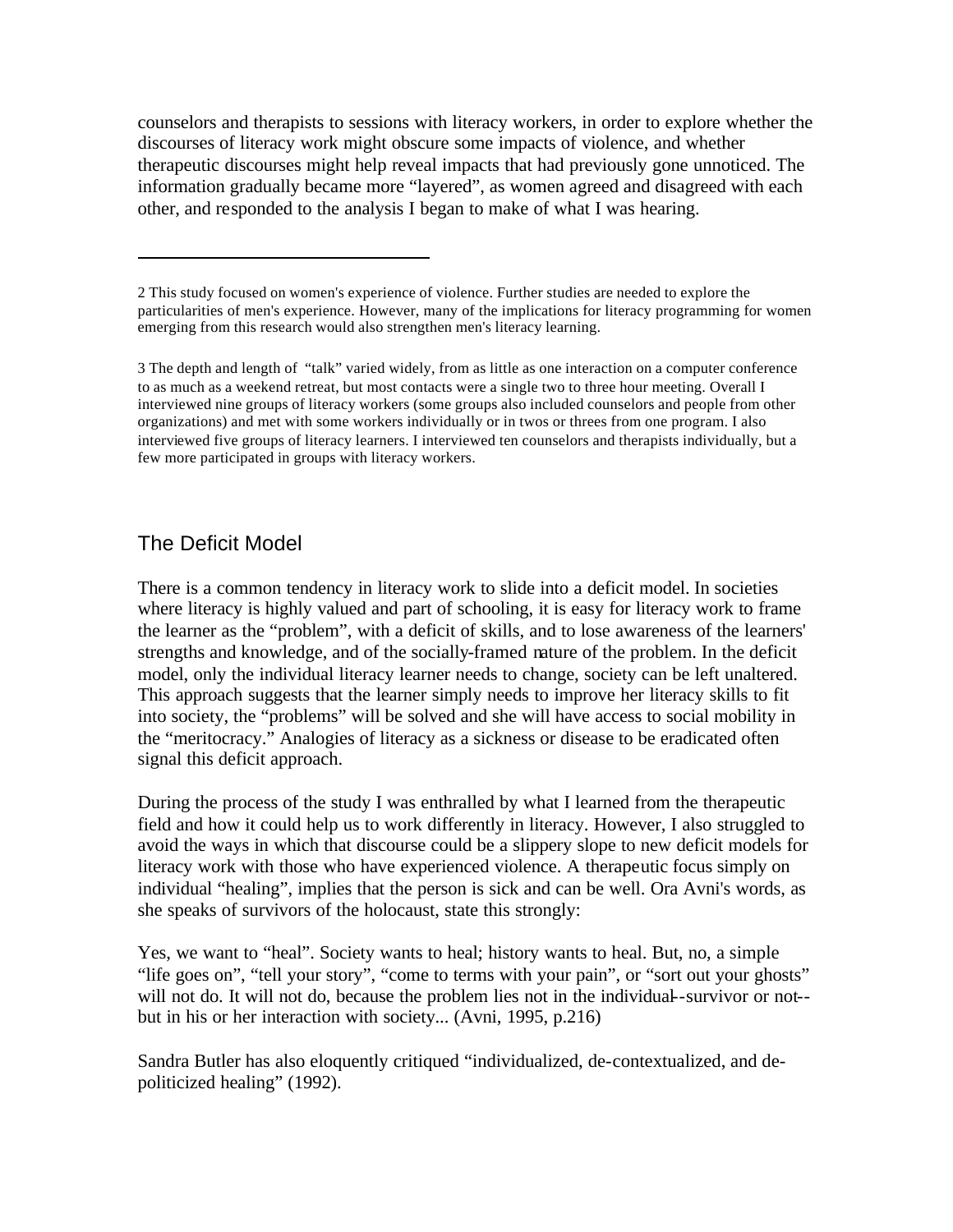counselors and therapists to sessions with literacy workers, in order to explore whether the discourses of literacy work might obscure some impacts of violence, and whether therapeutic discourses might help reveal impacts that had previously gone unnoticed. The information gradually became more "layered", as women agreed and disagreed with each other, and responded to the analysis I began to make of what I was hearing.

---

2 This study focused on women's experience of violence. Further studies are needed to explore the particularities of men's experience. However, many of the implications for literacy programming for women emerging from this research would also strengthen men's literacy learning.

3 The depth and length of "talk" varied widely, from as little as one interaction on a computer conference to as much as a weekend retreat, but most contacts were a single two to three hour meeting. Overall I interviewed nine groups of literacy workers (some groups also included counselors and people from other organizations) and met with some workers individually or in twos or threes from one program. I also interviewed five groups of literacy learners. I interviewed ten counselors and therapists individually, but a few more participated in groups with literacy workers.

## The Deficit Model

There is a common tendency in literacy work to slide into a deficit model. In societies where literacy is highly valued and part of schooling, it is easy for literacy work to frame the learner as the "problem", with a deficit of skills, and to lose awareness of the learners' strengths and knowledge, and of the socially-framed nature of the problem. In the deficit model, only the individual literacy learner needs to change, society can be left unaltered. This approach suggests that the learner simply needs to improve her literacy skills to fit into society, the "problems" will be solved and she will have access to social mobility in the "meritocracy." Analogies of literacy as a sickness or disease to be eradicated often signal this deficit approach.

During the process of the study I was enthralled by what I learned from the therapeutic field and how it could help us to work differently in literacy. However, I also struggled to avoid the ways in which that discourse could be a slippery slope to new deficit models for literacy work with those who have experienced violence. A therapeutic focus simply on individual "healing", implies that the person is sick and can be well. Ora Avni's words, as she speaks of survivors of the holocaust, state this strongly:

Yes, we want to "heal". Society wants to heal; history wants to heal. But, no, a simple "life goes on", "tell your story", "come to terms with your pain", or "sort out your ghosts" will not do. It will not do, because the problem lies not in the individual--survivor or not--but in his or her interaction with society... (Avni, 1995, p.216)

Sandra Butler has also eloquently critiqued "individualized, de-contextualized, and de-politicized healing" (1992).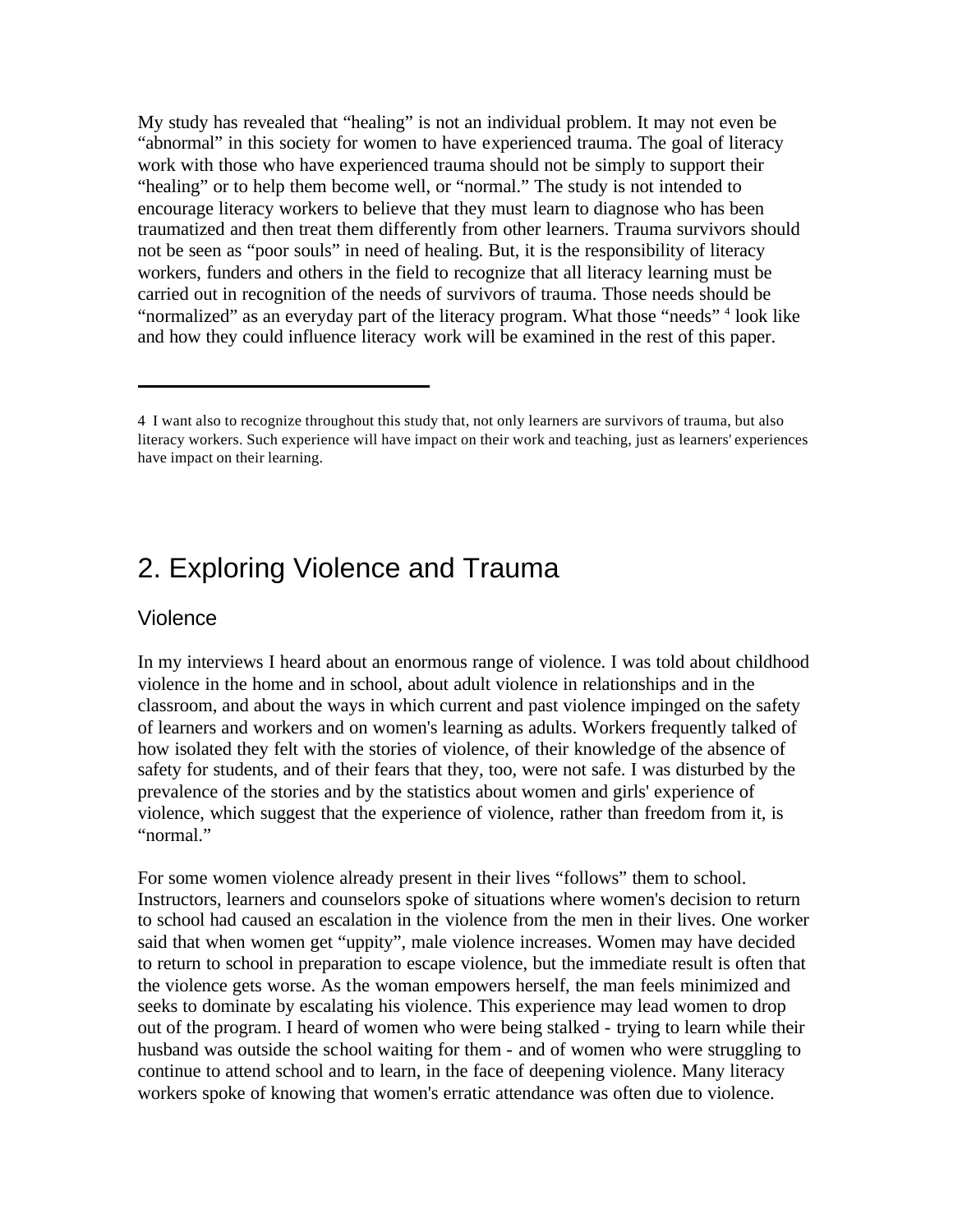My study has revealed that "healing" is not an individual problem. It may not even be "abnormal" in this society for women to have experienced trauma. The goal of literacy work with those who have experienced trauma should not be simply to support their "healing" or to help them become well, or "normal." The study is not intended to encourage literacy workers to believe that they must learn to diagnose who has been traumatized and then treat them differently from other learners. Trauma survivors should not be seen as "poor souls" in need of healing. But, it is the responsibility of literacy workers, funders and others in the field to recognize that all literacy learning must be carried out in recognition of the needs of survivors of trauma. Those needs should be "normalized" as an everyday part of the literacy program. What those "needs" [4] look like and how they could influence literacy work will be examined in the rest of this paper.

---

4 I want also to recognize throughout this study that, not only learners are survivors of trauma, but also literacy workers. Such experience will have impact on their work and teaching, just as learners' experiences have impact on their learning.

# 2. Exploring Violence and Trauma

## Violence

In my interviews I heard about an enormous range of violence. I was told about childhood violence in the home and in school, about adult violence in relationships and in the classroom, and about the ways in which current and past violence impinged on the safety of learners and workers and on women's learning as adults. Workers frequently talked of how isolated they felt with the stories of violence, of their knowledge of the absence of safety for students, and of their fears that they, too, were not safe. I was disturbed by the prevalence of the stories and by the statistics about women and girls' experience of violence, which suggest that the experience of violence, rather than freedom from it, is "normal."

For some women violence already present in their lives "follows" them to school. Instructors, learners and counselors spoke of situations where women's decision to return to school had caused an escalation in the violence from the men in their lives. One worker said that when women get "uppity", male violence increases. Women may have decided to return to school in preparation to escape violence, but the immediate result is often that the violence gets worse. As the woman empowers herself, the man feels minimized and seeks to dominate by escalating his violence. This experience may lead women to drop out of the program. I heard of women who were being stalked - trying to learn while their husband was outside the school waiting for them - and of women who were struggling to continue to attend school and to learn, in the face of deepening violence. Many literacy workers spoke of knowing that women's erratic attendance was often due to violence.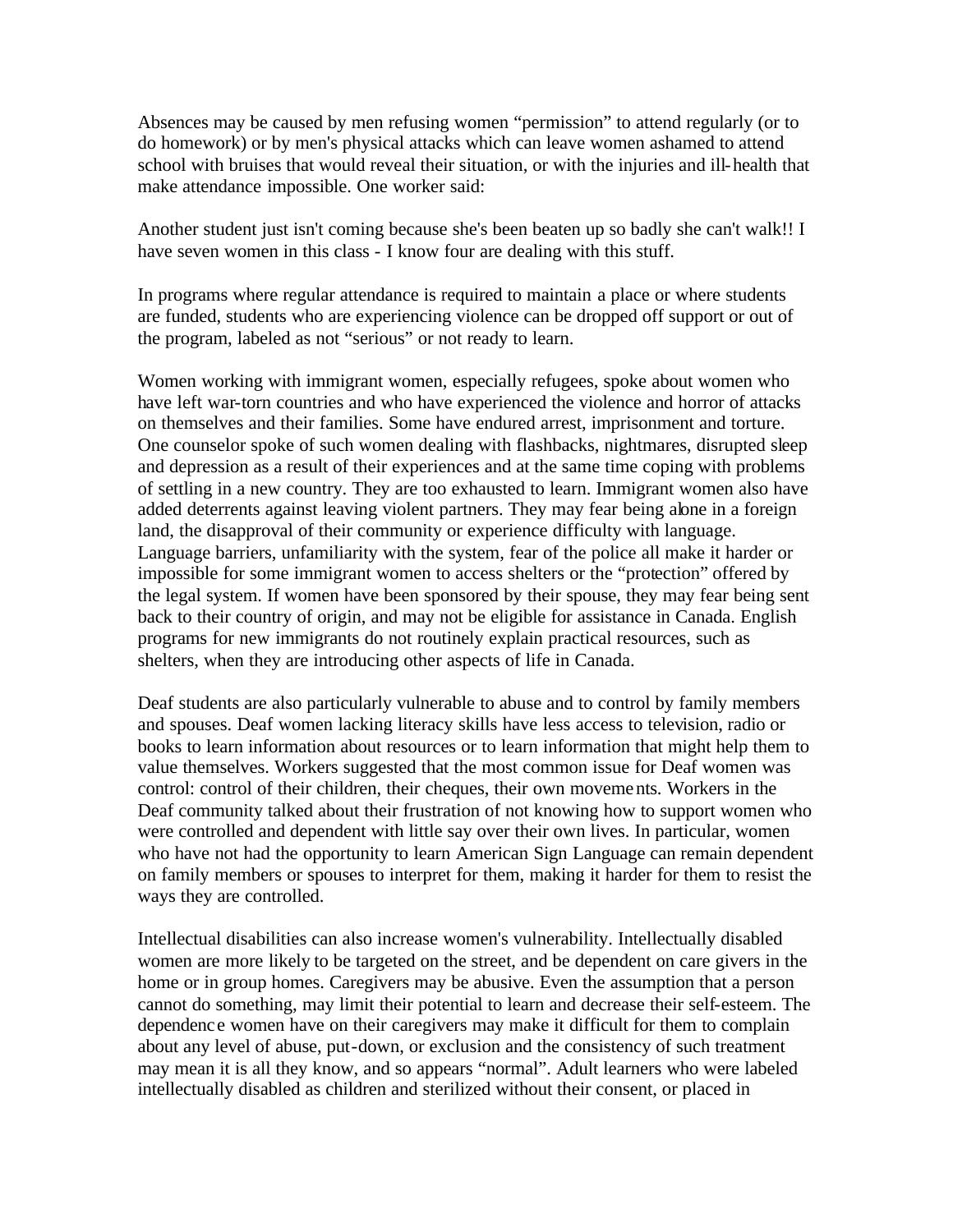Absences may be caused by men refusing women "permission" to attend regularly (or to do homework) or by men's physical attacks which can leave women ashamed to attend school with bruises that would reveal their situation, or with the injuries and ill-health that make attendance impossible. One worker said:

Another student just isn't coming because she's been beaten up so badly she can't walk!! I have seven women in this class - I know four are dealing with this stuff.

In programs where regular attendance is required to maintain a place or where students are funded, students who are experiencing violence can be dropped off support or out of the program, labeled as not "serious" or not ready to learn.

Women working with immigrant women, especially refugees, spoke about women who have left war-torn countries and who have experienced the violence and horror of attacks on themselves and their families. Some have endured arrest, imprisonment and torture. One counselor spoke of such women dealing with flashbacks, nightmares, disrupted sleep and depression as a result of their experiences and at the same time coping with problems of settling in a new country. They are too exhausted to learn. Immigrant women also have added deterrents against leaving violent partners. They may fear being alone in a foreign land, the disapproval of their community or experience difficulty with language. Language barriers, unfamiliarity with the system, fear of the police all make it harder or impossible for some immigrant women to access shelters or the "protection" offered by the legal system. If women have been sponsored by their spouse, they may fear being sent back to their country of origin, and may not be eligible for assistance in Canada. English programs for new immigrants do not routinely explain practical resources, such as shelters, when they are introducing other aspects of life in Canada.

Deaf students are also particularly vulnerable to abuse and to control by family members and spouses. Deaf women lacking literacy skills have less access to television, radio or books to learn information about resources or to learn information that might help them to value themselves. Workers suggested that the most common issue for Deaf women was control: control of their children, their cheques, their own movements. Workers in the Deaf community talked about their frustration of not knowing how to support women who were controlled and dependent with little say over their own lives. In particular, women who have not had the opportunity to learn American Sign Language can remain dependent on family members or spouses to interpret for them, making it harder for them to resist the ways they are controlled.

Intellectual disabilities can also increase women's vulnerability. Intellectually disabled women are more likely to be targeted on the street, and be dependent on care givers in the home or in group homes. Caregivers may be abusive. Even the assumption that a person cannot do something, may limit their potential to learn and decrease their self-esteem. The dependence women have on their caregivers may make it difficult for them to complain about any level of abuse, put-down, or exclusion and the consistency of such treatment may mean it is all they know, and so appears "normal". Adult learners who were labeled intellectually disabled as children and sterilized without their consent, or placed in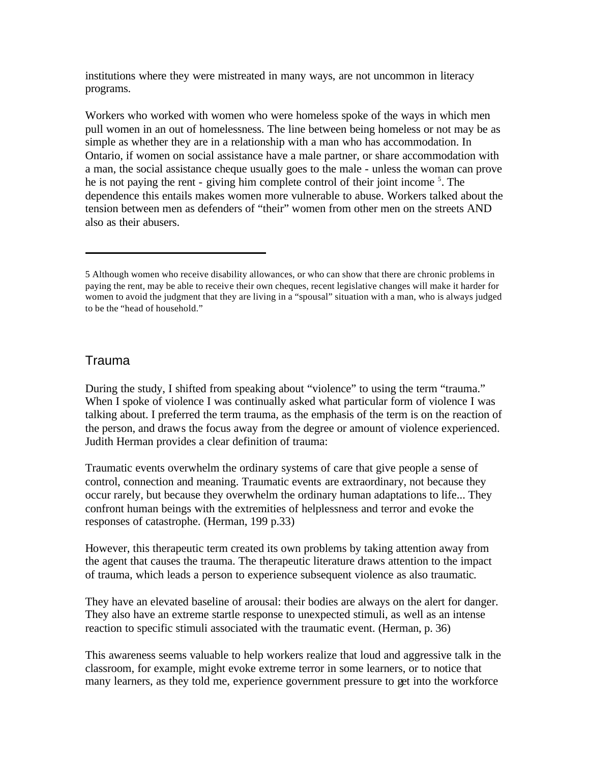institutions where they were mistreated in many ways, are not uncommon in literacy programs.

Workers who worked with women who were homeless spoke of the ways in which men pull women in an out of homelessness. The line between being homeless or not may be as simple as whether they are in a relationship with a man who has accommodation. In Ontario, if women on social assistance have a male partner, or share accommodation with a man, the social assistance cheque usually goes to the male - unless the woman can prove he is not paying the rent - giving him complete control of their joint income [5]. The dependence this entails makes women more vulnerable to abuse. Workers talked about the tension between men as defenders of "their" women from other men on the streets AND also as their abusers.

---

5 Although women who receive disability allowances, or who can show that there are chronic problems in paying the rent, may be able to receive their own cheques, recent legislative changes will make it harder for women to avoid the judgment that they are living in a "spousal" situation with a man, who is always judged to be the "head of household."

## Trauma

During the study, I shifted from speaking about "violence" to using the term "trauma." When I spoke of violence I was continually asked what particular form of violence I was talking about. I preferred the term trauma, as the emphasis of the term is on the reaction of the person, and draws the focus away from the degree or amount of violence experienced. Judith Herman provides a clear definition of trauma:

Traumatic events overwhelm the ordinary systems of care that give people a sense of control, connection and meaning. Traumatic events are extraordinary, not because they occur rarely, but because they overwhelm the ordinary human adaptations to life... They confront human beings with the extremities of helplessness and terror and evoke the responses of catastrophe. (Herman, 199 p.33)

However, this therapeutic term created its own problems by taking attention away from the agent that causes the trauma. The therapeutic literature draws attention to the impact of trauma, which leads a person to experience subsequent violence as also traumatic.

They have an elevated baseline of arousal: their bodies are always on the alert for danger. They also have an extreme startle response to unexpected stimuli, as well as an intense reaction to specific stimuli associated with the traumatic event. (Herman, p. 36)

This awareness seems valuable to help workers realize that loud and aggressive talk in the classroom, for example, might evoke extreme terror in some learners, or to notice that many learners, as they told me, experience government pressure to get into the workforce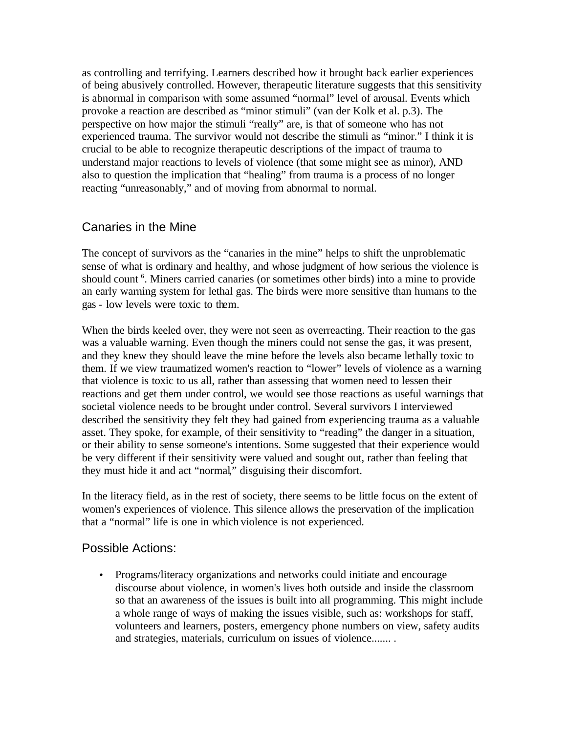as controlling and terrifying. Learners described how it brought back earlier experiences of being abusively controlled. However, therapeutic literature suggests that this sensitivity is abnormal in comparison with some assumed "normal" level of arousal. Events which provoke a reaction are described as "minor stimuli" (van der Kolk et al. p.3). The perspective on how major the stimuli "really" are, is that of someone who has not experienced trauma. The survivor would not describe the stimuli as "minor." I think it is crucial to be able to recognize therapeutic descriptions of the impact of trauma to understand major reactions to levels of violence (that some might see as minor), AND also to question the implication that "healing" from trauma is a process of no longer reacting "unreasonably," and of moving from abnormal to normal.

## Canaries in the Mine

The concept of survivors as the "canaries in the mine" helps to shift the unproblematic sense of what is ordinary and healthy, and whose judgment of how serious the violence is should count [6]. Miners carried canaries (or sometimes other birds) into a mine to provide an early warning system for lethal gas. The birds were more sensitive than humans to the gas - low levels were toxic to them.

When the birds keeled over, they were not seen as overreacting. Their reaction to the gas was a valuable warning. Even though the miners could not sense the gas, it was present, and they knew they should leave the mine before the levels also became lethally toxic to them. If we view traumatized women's reaction to "lower" levels of violence as a warning that violence is toxic to us all, rather than assessing that women need to lessen their reactions and get them under control, we would see those reactions as useful warnings that societal violence needs to be brought under control. Several survivors I interviewed described the sensitivity they felt they had gained from experiencing trauma as a valuable asset. They spoke, for example, of their sensitivity to "reading" the danger in a situation, or their ability to sense someone's intentions. Some suggested that their experience would be very different if their sensitivity were valued and sought out, rather than feeling that they must hide it and act "normal," disguising their discomfort.

In the literacy field, as in the rest of society, there seems to be little focus on the extent of women's experiences of violence. This silence allows the preservation of the implication that a "normal" life is one in which violence is not experienced.

## Possible Actions:

- Programs/literacy organizations and networks could initiate and encourage discourse about violence, in women's lives both outside and inside the classroom so that an awareness of the issues is built into all programming. This might include a whole range of ways of making the issues visible, such as: workshops for staff, volunteers and learners, posters, emergency phone numbers on view, safety audits and strategies, materials, curriculum on issues of violence....... .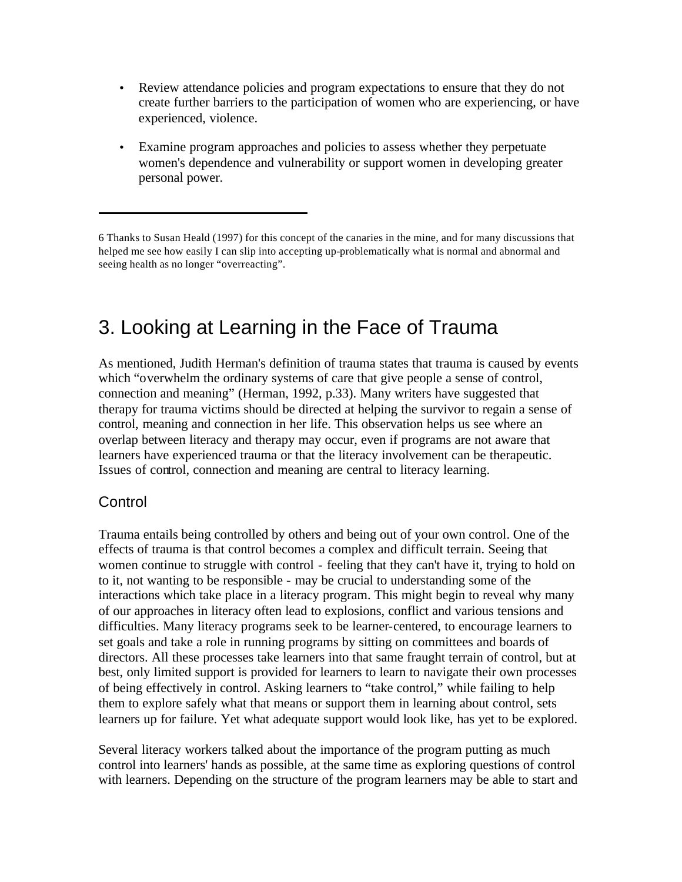- Review attendance policies and program expectations to ensure that they do not create further barriers to the participation of women who are experiencing, or have experienced, violence.
- Examine program approaches and policies to assess whether they perpetuate women's dependence and vulnerability or support women in developing greater personal power.

---

6 Thanks to Susan Heald (1997) for this concept of the canaries in the mine, and for many discussions that helped me see how easily I can slip into accepting up-problematically what is normal and abnormal and seeing health as no longer "overreacting".

# 3. Looking at Learning in the Face of Trauma

As mentioned, Judith Herman's definition of trauma states that trauma is caused by events which "overwhelm the ordinary systems of care that give people a sense of control, connection and meaning" (Herman, 1992, p.33). Many writers have suggested that therapy for trauma victims should be directed at helping the survivor to regain a sense of control, meaning and connection in her life. This observation helps us see where an overlap between literacy and therapy may occur, even if programs are not aware that learners have experienced trauma or that the literacy involvement can be therapeutic. Issues of control, connection and meaning are central to literacy learning.

## Control

Trauma entails being controlled by others and being out of your own control. One of the effects of trauma is that control becomes a complex and difficult terrain. Seeing that women continue to struggle with control - feeling that they can't have it, trying to hold on to it, not wanting to be responsible - may be crucial to understanding some of the interactions which take place in a literacy program. This might begin to reveal why many of our approaches in literacy often lead to explosions, conflict and various tensions and difficulties. Many literacy programs seek to be learner-centered, to encourage learners to set goals and take a role in running programs by sitting on committees and boards of directors. All these processes take learners into that same fraught terrain of control, but at best, only limited support is provided for learners to learn to navigate their own processes of being effectively in control. Asking learners to "take control," while failing to help them to explore safely what that means or support them in learning about control, sets learners up for failure. Yet what adequate support would look like, has yet to be explored.

Several literacy workers talked about the importance of the program putting as much control into learners' hands as possible, at the same time as exploring questions of control with learners. Depending on the structure of the program learners may be able to start and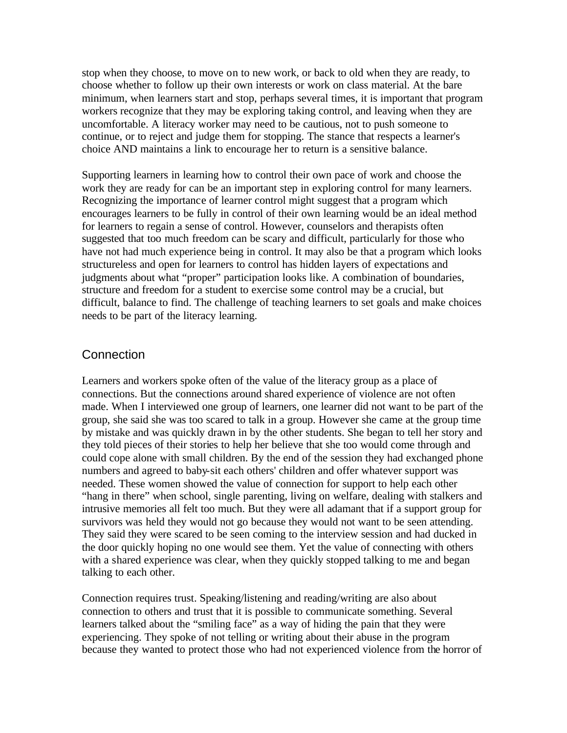stop when they choose, to move on to new work, or back to old when they are ready, to choose whether to follow up their own interests or work on class material. At the bare minimum, when learners start and stop, perhaps several times, it is important that program workers recognize that they may be exploring taking control, and leaving when they are uncomfortable. A literacy worker may need to be cautious, not to push someone to continue, or to reject and judge them for stopping. The stance that respects a learner's choice AND maintains a link to encourage her to return is a sensitive balance.

Supporting learners in learning how to control their own pace of work and choose the work they are ready for can be an important step in exploring control for many learners. Recognizing the importance of learner control might suggest that a program which encourages learners to be fully in control of their own learning would be an ideal method for learners to regain a sense of control. However, counselors and therapists often suggested that too much freedom can be scary and difficult, particularly for those who have not had much experience being in control. It may also be that a program which looks structureless and open for learners to control has hidden layers of expectations and judgments about what "proper" participation looks like. A combination of boundaries, structure and freedom for a student to exercise some control may be a crucial, but difficult, balance to find. The challenge of teaching learners to set goals and make choices needs to be part of the literacy learning.

## Connection

Learners and workers spoke often of the value of the literacy group as a place of connections. But the connections around shared experience of violence are not often made. When I interviewed one group of learners, one learner did not want to be part of the group, she said she was too scared to talk in a group. However she came at the group time by mistake and was quickly drawn in by the other students. She began to tell her story and they told pieces of their stories to help her believe that she too would come through and could cope alone with small children. By the end of the session they had exchanged phone numbers and agreed to baby-sit each others' children and offer whatever support was needed. These women showed the value of connection for support to help each other "hang in there" when school, single parenting, living on welfare, dealing with stalkers and intrusive memories all felt too much. But they were all adamant that if a support group for survivors was held they would not go because they would not want to be seen attending. They said they were scared to be seen coming to the interview session and had ducked in the door quickly hoping no one would see them. Yet the value of connecting with others with a shared experience was clear, when they quickly stopped talking to me and began talking to each other.

Connection requires trust. Speaking/listening and reading/writing are also about connection to others and trust that it is possible to communicate something. Several learners talked about the "smiling face" as a way of hiding the pain that they were experiencing. They spoke of not telling or writing about their abuse in the program because they wanted to protect those who had not experienced violence from the horror of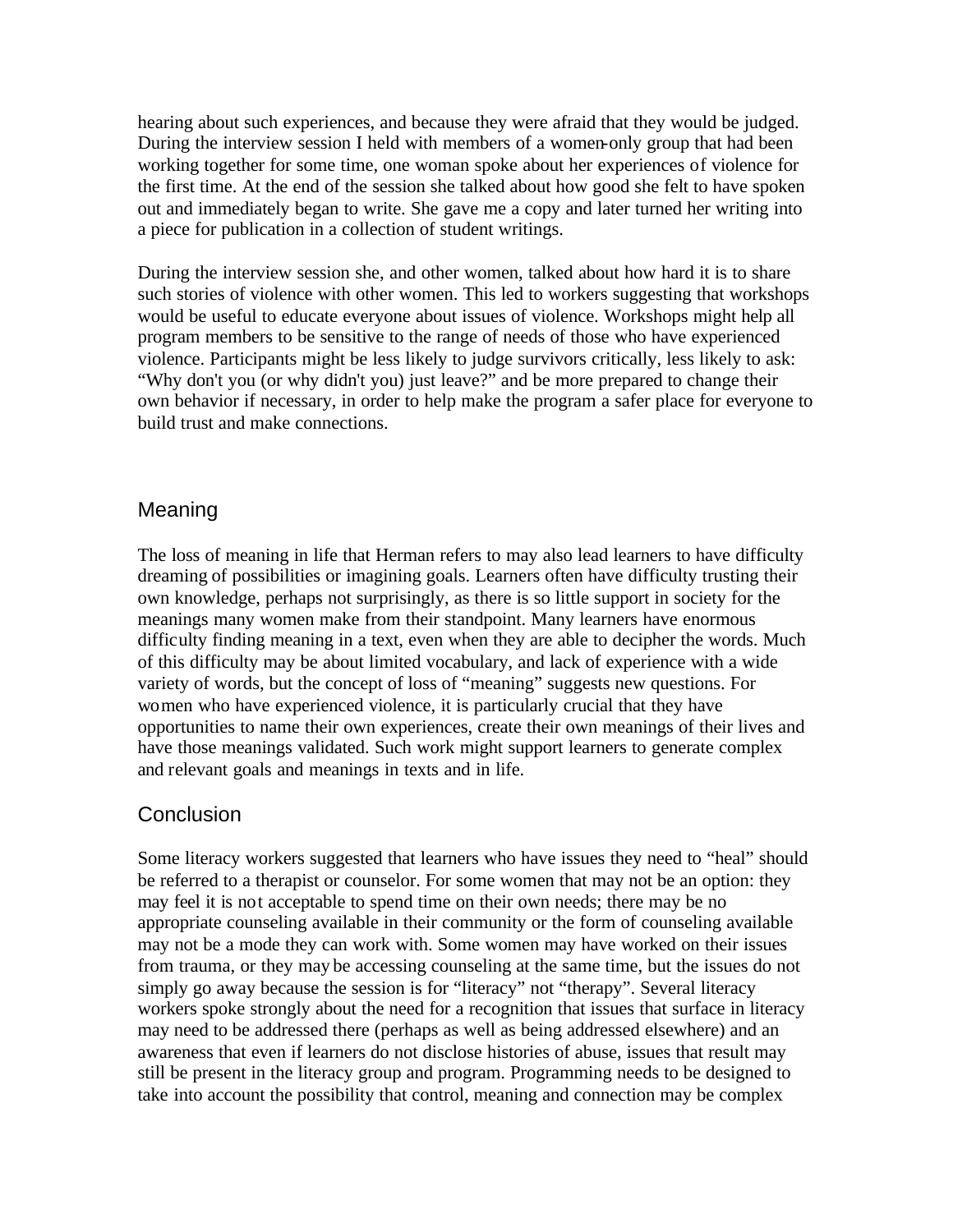hearing about such experiences, and because they were afraid that they would be judged. During the interview session I held with members of a women-only group that had been working together for some time, one woman spoke about her experiences of violence for the first time. At the end of the session she talked about how good she felt to have spoken out and immediately began to write. She gave me a copy and later turned her writing into a piece for publication in a collection of student writings.

During the interview session she, and other women, talked about how hard it is to share such stories of violence with other women. This led to workers suggesting that workshops would be useful to educate everyone about issues of violence. Workshops might help all program members to be sensitive to the range of needs of those who have experienced violence. Participants might be less likely to judge survivors critically, less likely to ask: "Why don't you (or why didn't you) just leave?" and be more prepared to change their own behavior if necessary, in order to help make the program a safer place for everyone to build trust and make connections.

## Meaning

The loss of meaning in life that Herman refers to may also lead learners to have difficulty dreaming of possibilities or imagining goals. Learners often have difficulty trusting their own knowledge, perhaps not surprisingly, as there is so little support in society for the meanings many women make from their standpoint. Many learners have enormous difficulty finding meaning in a text, even when they are able to decipher the words. Much of this difficulty may be about limited vocabulary, and lack of experience with a wide variety of words, but the concept of loss of "meaning" suggests new questions. For women who have experienced violence, it is particularly crucial that they have opportunities to name their own experiences, create their own meanings of their lives and have those meanings validated. Such work might support learners to generate complex and relevant goals and meanings in texts and in life.

## Conclusion

Some literacy workers suggested that learners who have issues they need to "heal" should be referred to a therapist or counselor. For some women that may not be an option: they may feel it is not acceptable to spend time on their own needs; there may be no appropriate counseling available in their community or the form of counseling available may not be a mode they can work with. Some women may have worked on their issues from trauma, or they may be accessing counseling at the same time, but the issues do not simply go away because the session is for "literacy" not "therapy". Several literacy workers spoke strongly about the need for a recognition that issues that surface in literacy may need to be addressed there (perhaps as well as being addressed elsewhere) and an awareness that even if learners do not disclose histories of abuse, issues that result may still be present in the literacy group and program. Programming needs to be designed to take into account the possibility that control, meaning and connection may be complex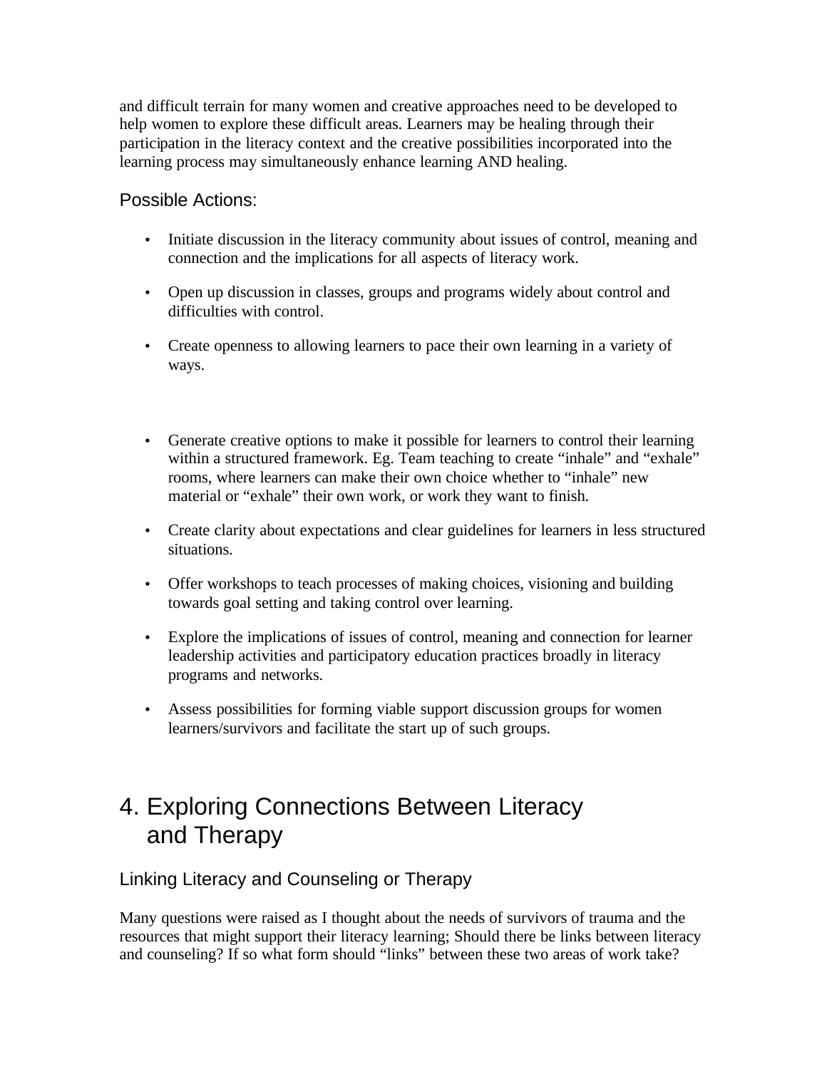and difficult terrain for many women and creative approaches need to be developed to help women to explore these difficult areas. Learners may be healing through their participation in the literacy context and the creative possibilities incorporated into the learning process may simultaneously enhance learning AND healing.

### Possible Actions:

- Initiate discussion in the literacy community about issues of control, meaning and connection and the implications for all aspects of literacy work.
- Open up discussion in classes, groups and programs widely about control and difficulties with control.
- Create openness to allowing learners to pace their own learning in a variety of ways.
- Generate creative options to make it possible for learners to control their learning within a structured framework. Eg. Team teaching to create "inhale" and "exhale" rooms, where learners can make their own choice whether to "inhale" new material or "exhale" their own work, or work they want to finish.
- Create clarity about expectations and clear guidelines for learners in less structured situations.
- Offer workshops to teach processes of making choices, visioning and building towards goal setting and taking control over learning.
- Explore the implications of issues of control, meaning and connection for learner leadership activities and participatory education practices broadly in literacy programs and networks.
- Assess possibilities for forming viable support discussion groups for women learners/survivors and facilitate the start up of such groups.

# 4. Exploring Connections Between Literacy and Therapy

## Linking Literacy and Counseling or Therapy

Many questions were raised as I thought about the needs of survivors of trauma and the resources that might support their literacy learning; Should there be links between literacy and counseling? If so what form should "links" between these two areas of work take?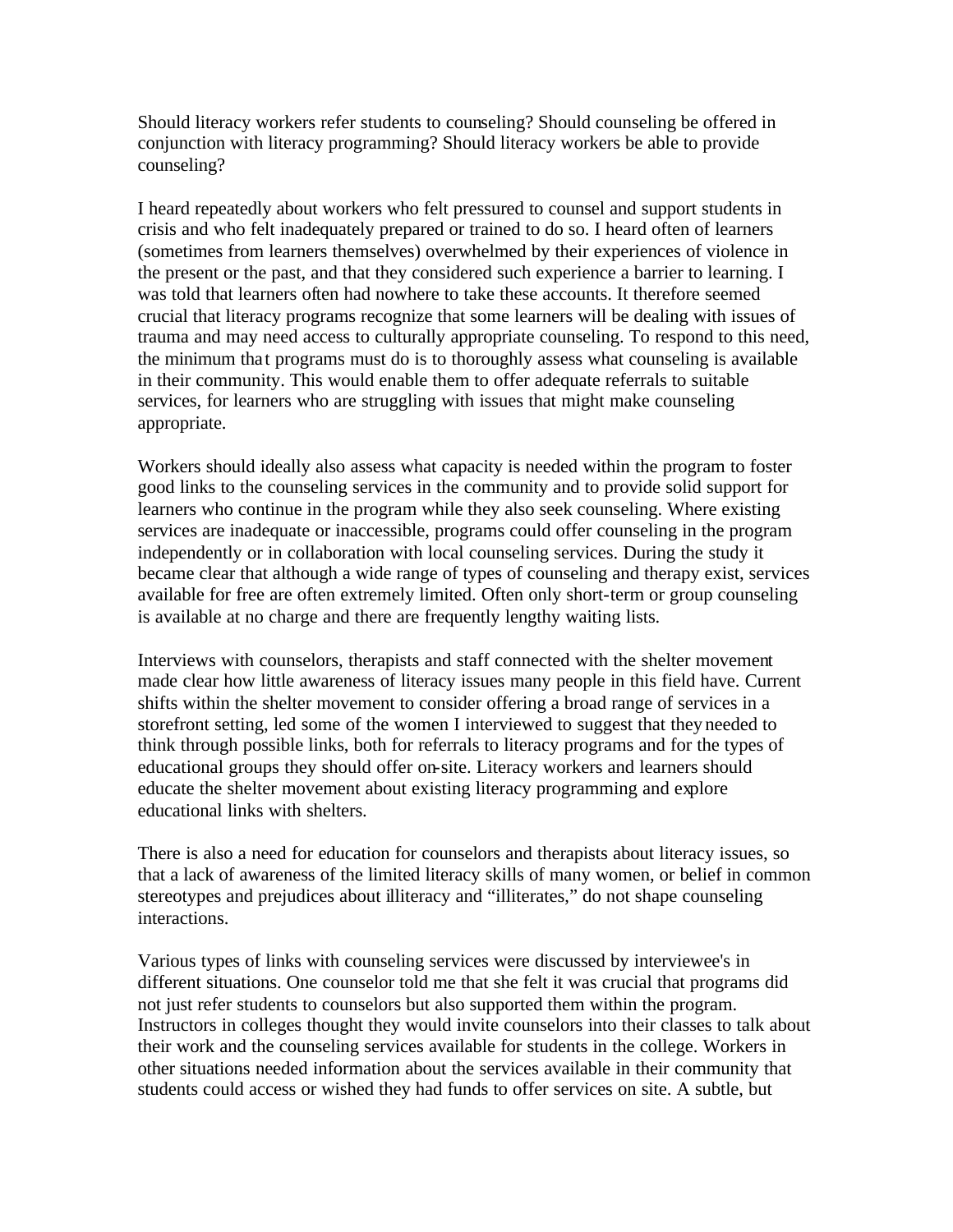Should literacy workers refer students to counseling? Should counseling be offered in conjunction with literacy programming? Should literacy workers be able to provide counseling?

I heard repeatedly about workers who felt pressured to counsel and support students in crisis and who felt inadequately prepared or trained to do so. I heard often of learners (sometimes from learners themselves) overwhelmed by their experiences of violence in the present or the past, and that they considered such experience a barrier to learning. I was told that learners often had nowhere to take these accounts. It therefore seemed crucial that literacy programs recognize that some learners will be dealing with issues of trauma and may need access to culturally appropriate counseling. To respond to this need, the minimum that programs must do is to thoroughly assess what counseling is available in their community. This would enable them to offer adequate referrals to suitable services, for learners who are struggling with issues that might make counseling appropriate.

Workers should ideally also assess what capacity is needed within the program to foster good links to the counseling services in the community and to provide solid support for learners who continue in the program while they also seek counseling. Where existing services are inadequate or inaccessible, programs could offer counseling in the program independently or in collaboration with local counseling services. During the study it became clear that although a wide range of types of counseling and therapy exist, services available for free are often extremely limited. Often only short-term or group counseling is available at no charge and there are frequently lengthy waiting lists.

Interviews with counselors, therapists and staff connected with the shelter movement made clear how little awareness of literacy issues many people in this field have. Current shifts within the shelter movement to consider offering a broad range of services in a storefront setting, led some of the women I interviewed to suggest that they needed to think through possible links, both for referrals to literacy programs and for the types of educational groups they should offer on-site. Literacy workers and learners should educate the shelter movement about existing literacy programming and explore educational links with shelters.

There is also a need for education for counselors and therapists about literacy issues, so that a lack of awareness of the limited literacy skills of many women, or belief in common stereotypes and prejudices about illiteracy and "illiterates," do not shape counseling interactions.

Various types of links with counseling services were discussed by interviewee's in different situations. One counselor told me that she felt it was crucial that programs did not just refer students to counselors but also supported them within the program. Instructors in colleges thought they would invite counselors into their classes to talk about their work and the counseling services available for students in the college. Workers in other situations needed information about the services available in their community that students could access or wished they had funds to offer services on site. A subtle, but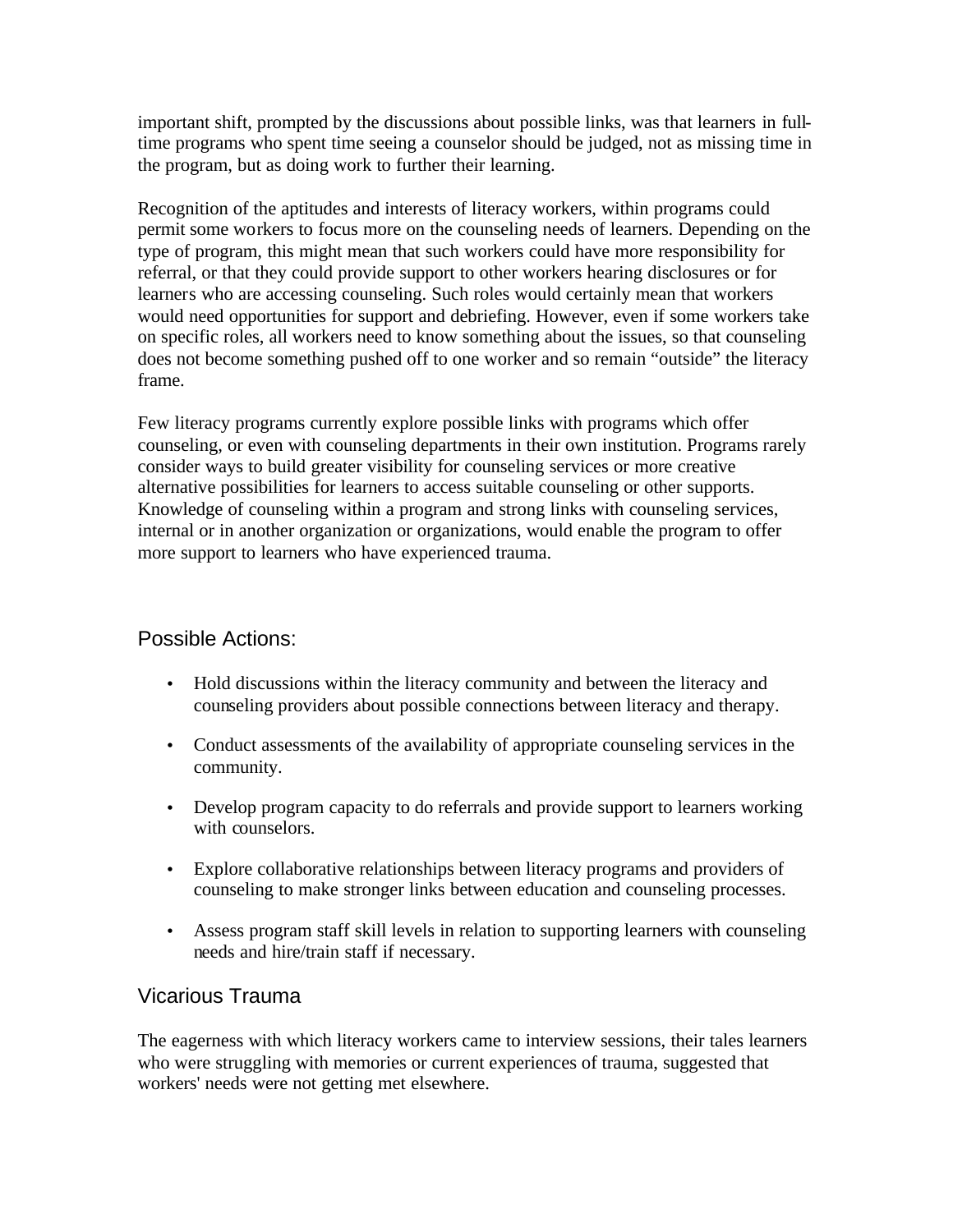important shift, prompted by the discussions about possible links, was that learners in full-time programs who spent time seeing a counselor should be judged, not as missing time in the program, but as doing work to further their learning.

Recognition of the aptitudes and interests of literacy workers, within programs could permit some workers to focus more on the counseling needs of learners. Depending on the type of program, this might mean that such workers could have more responsibility for referral, or that they could provide support to other workers hearing disclosures or for learners who are accessing counseling. Such roles would certainly mean that workers would need opportunities for support and debriefing. However, even if some workers take on specific roles, all workers need to know something about the issues, so that counseling does not become something pushed off to one worker and so remain "outside" the literacy frame.

Few literacy programs currently explore possible links with programs which offer counseling, or even with counseling departments in their own institution. Programs rarely consider ways to build greater visibility for counseling services or more creative alternative possibilities for learners to access suitable counseling or other supports. Knowledge of counseling within a program and strong links with counseling services, internal or in another organization or organizations, would enable the program to offer more support to learners who have experienced trauma.

## Possible Actions:

- Hold discussions within the literacy community and between the literacy and counseling providers about possible connections between literacy and therapy.
- Conduct assessments of the availability of appropriate counseling services in the community.
- Develop program capacity to do referrals and provide support to learners working with counselors.
- Explore collaborative relationships between literacy programs and providers of counseling to make stronger links between education and counseling processes.
- Assess program staff skill levels in relation to supporting learners with counseling needs and hire/train staff if necessary.

## Vicarious Trauma

The eagerness with which literacy workers came to interview sessions, their tales learners who were struggling with memories or current experiences of trauma, suggested that workers' needs were not getting met elsewhere.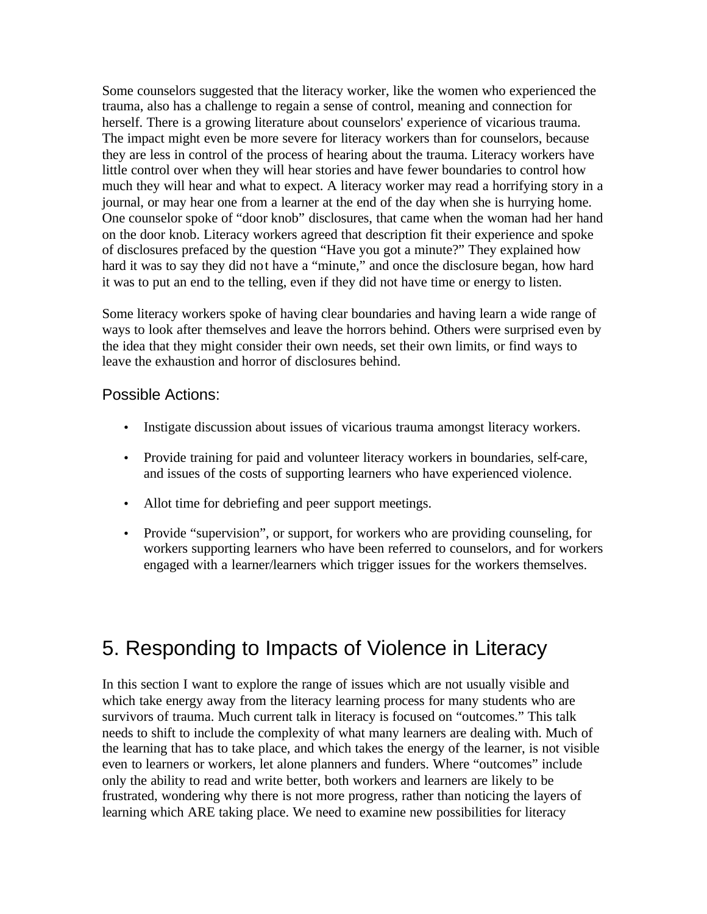Some counselors suggested that the literacy worker, like the women who experienced the trauma, also has a challenge to regain a sense of control, meaning and connection for herself. There is a growing literature about counselors' experience of vicarious trauma. The impact might even be more severe for literacy workers than for counselors, because they are less in control of the process of hearing about the trauma. Literacy workers have little control over when they will hear stories and have fewer boundaries to control how much they will hear and what to expect. A literacy worker may read a horrifying story in a journal, or may hear one from a learner at the end of the day when she is hurrying home. One counselor spoke of "door knob" disclosures, that came when the woman had her hand on the door knob. Literacy workers agreed that description fit their experience and spoke of disclosures prefaced by the question "Have you got a minute?" They explained how hard it was to say they did not have a "minute," and once the disclosure began, how hard it was to put an end to the telling, even if they did not have time or energy to listen.

Some literacy workers spoke of having clear boundaries and having learn a wide range of ways to look after themselves and leave the horrors behind. Others were surprised even by the idea that they might consider their own needs, set their own limits, or find ways to leave the exhaustion and horror of disclosures behind.

### Possible Actions:

- Instigate discussion about issues of vicarious trauma amongst literacy workers.
- Provide training for paid and volunteer literacy workers in boundaries, self-care, and issues of the costs of supporting learners who have experienced violence.
- Allot time for debriefing and peer support meetings.
- Provide "supervision", or support, for workers who are providing counseling, for workers supporting learners who have been referred to counselors, and for workers engaged with a learner/learners which trigger issues for the workers themselves.

## 5. Responding to Impacts of Violence in Literacy

In this section I want to explore the range of issues which are not usually visible and which take energy away from the literacy learning process for many students who are survivors of trauma. Much current talk in literacy is focused on "outcomes." This talk needs to shift to include the complexity of what many learners are dealing with. Much of the learning that has to take place, and which takes the energy of the learner, is not visible even to learners or workers, let alone planners and funders. Where "outcomes" include only the ability to read and write better, both workers and learners are likely to be frustrated, wondering why there is not more progress, rather than noticing the layers of learning which ARE taking place. We need to examine new possibilities for literacy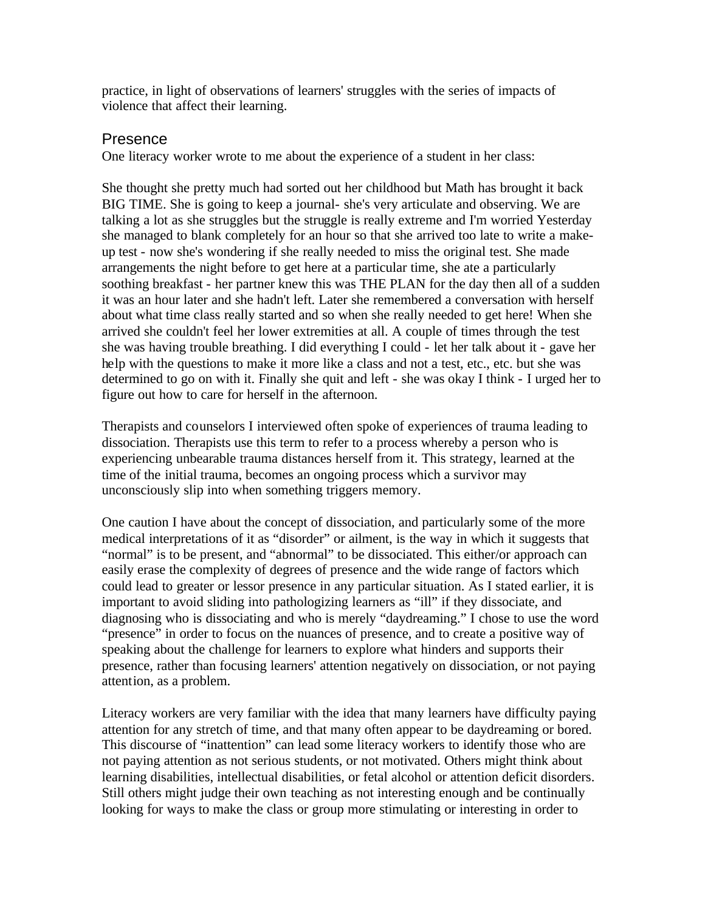practice, in light of observations of learners' struggles with the series of impacts of violence that affect their learning.

## Presence

One literacy worker wrote to me about the experience of a student in her class:

She thought she pretty much had sorted out her childhood but Math has brought it back BIG TIME. She is going to keep a journal- she's very articulate and observing. We are talking a lot as she struggles but the struggle is really extreme and I'm worried Yesterday she managed to blank completely for an hour so that she arrived too late to write a make-up test - now she's wondering if she really needed to miss the original test. She made arrangements the night before to get here at a particular time, she ate a particularly soothing breakfast - her partner knew this was THE PLAN for the day then all of a sudden it was an hour later and she hadn't left. Later she remembered a conversation with herself about what time class really started and so when she really needed to get here! When she arrived she couldn't feel her lower extremities at all. A couple of times through the test she was having trouble breathing. I did everything I could - let her talk about it - gave her help with the questions to make it more like a class and not a test, etc., etc. but she was determined to go on with it. Finally she quit and left - she was okay I think - I urged her to figure out how to care for herself in the afternoon.

Therapists and counselors I interviewed often spoke of experiences of trauma leading to dissociation. Therapists use this term to refer to a process whereby a person who is experiencing unbearable trauma distances herself from it. This strategy, learned at the time of the initial trauma, becomes an ongoing process which a survivor may unconsciously slip into when something triggers memory.

One caution I have about the concept of dissociation, and particularly some of the more medical interpretations of it as "disorder" or ailment, is the way in which it suggests that "normal" is to be present, and "abnormal" to be dissociated. This either/or approach can easily erase the complexity of degrees of presence and the wide range of factors which could lead to greater or lessor presence in any particular situation. As I stated earlier, it is important to avoid sliding into pathologizing learners as "ill" if they dissociate, and diagnosing who is dissociating and who is merely "daydreaming." I chose to use the word "presence" in order to focus on the nuances of presence, and to create a positive way of speaking about the challenge for learners to explore what hinders and supports their presence, rather than focusing learners' attention negatively on dissociation, or not paying attention, as a problem.

Literacy workers are very familiar with the idea that many learners have difficulty paying attention for any stretch of time, and that many often appear to be daydreaming or bored. This discourse of "inattention" can lead some literacy workers to identify those who are not paying attention as not serious students, or not motivated. Others might think about learning disabilities, intellectual disabilities, or fetal alcohol or attention deficit disorders. Still others might judge their own teaching as not interesting enough and be continually looking for ways to make the class or group more stimulating or interesting in order to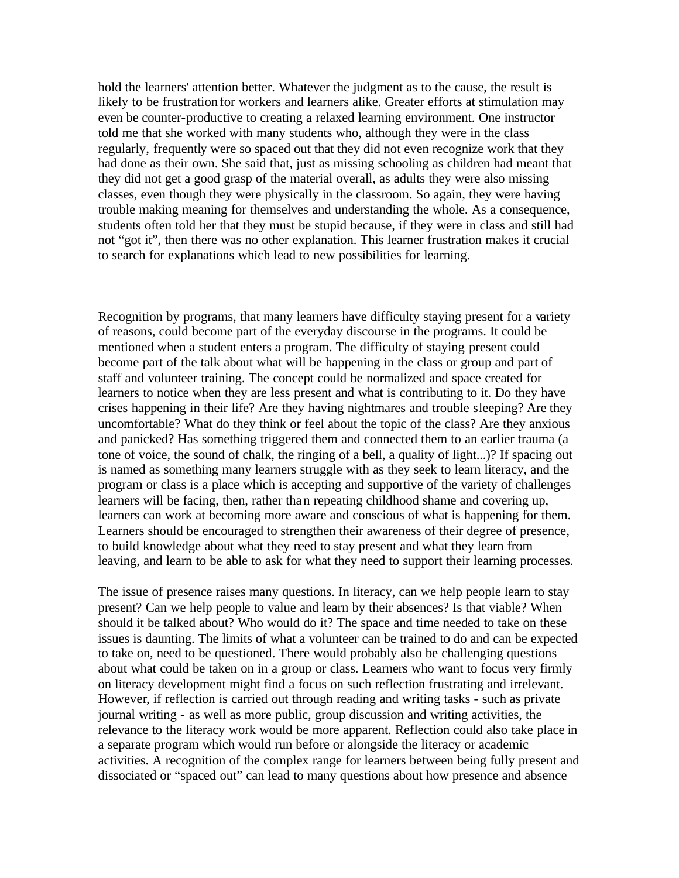hold the learners' attention better. Whatever the judgment as to the cause, the result is likely to be frustration for workers and learners alike. Greater efforts at stimulation may even be counter-productive to creating a relaxed learning environment. One instructor told me that she worked with many students who, although they were in the class regularly, frequently were so spaced out that they did not even recognize work that they had done as their own. She said that, just as missing schooling as children had meant that they did not get a good grasp of the material overall, as adults they were also missing classes, even though they were physically in the classroom. So again, they were having trouble making meaning for themselves and understanding the whole. As a consequence, students often told her that they must be stupid because, if they were in class and still had not "got it", then there was no other explanation. This learner frustration makes it crucial to search for explanations which lead to new possibilities for learning.

Recognition by programs, that many learners have difficulty staying present for a variety of reasons, could become part of the everyday discourse in the programs. It could be mentioned when a student enters a program. The difficulty of staying present could become part of the talk about what will be happening in the class or group and part of staff and volunteer training. The concept could be normalized and space created for learners to notice when they are less present and what is contributing to it. Do they have crises happening in their life? Are they having nightmares and trouble sleeping? Are they uncomfortable? What do they think or feel about the topic of the class? Are they anxious and panicked? Has something triggered them and connected them to an earlier trauma (a tone of voice, the sound of chalk, the ringing of a bell, a quality of light...)? If spacing out is named as something many learners struggle with as they seek to learn literacy, and the program or class is a place which is accepting and supportive of the variety of challenges learners will be facing, then, rather than repeating childhood shame and covering up, learners can work at becoming more aware and conscious of what is happening for them. Learners should be encouraged to strengthen their awareness of their degree of presence, to build knowledge about what they need to stay present and what they learn from leaving, and learn to be able to ask for what they need to support their learning processes.

The issue of presence raises many questions. In literacy, can we help people learn to stay present? Can we help people to value and learn by their absences? Is that viable? When should it be talked about? Who would do it? The space and time needed to take on these issues is daunting. The limits of what a volunteer can be trained to do and can be expected to take on, need to be questioned. There would probably also be challenging questions about what could be taken on in a group or class. Learners who want to focus very firmly on literacy development might find a focus on such reflection frustrating and irrelevant. However, if reflection is carried out through reading and writing tasks - such as private journal writing - as well as more public, group discussion and writing activities, the relevance to the literacy work would be more apparent. Reflection could also take place in a separate program which would run before or alongside the literacy or academic activities. A recognition of the complex range for learners between being fully present and dissociated or "spaced out" can lead to many questions about how presence and absence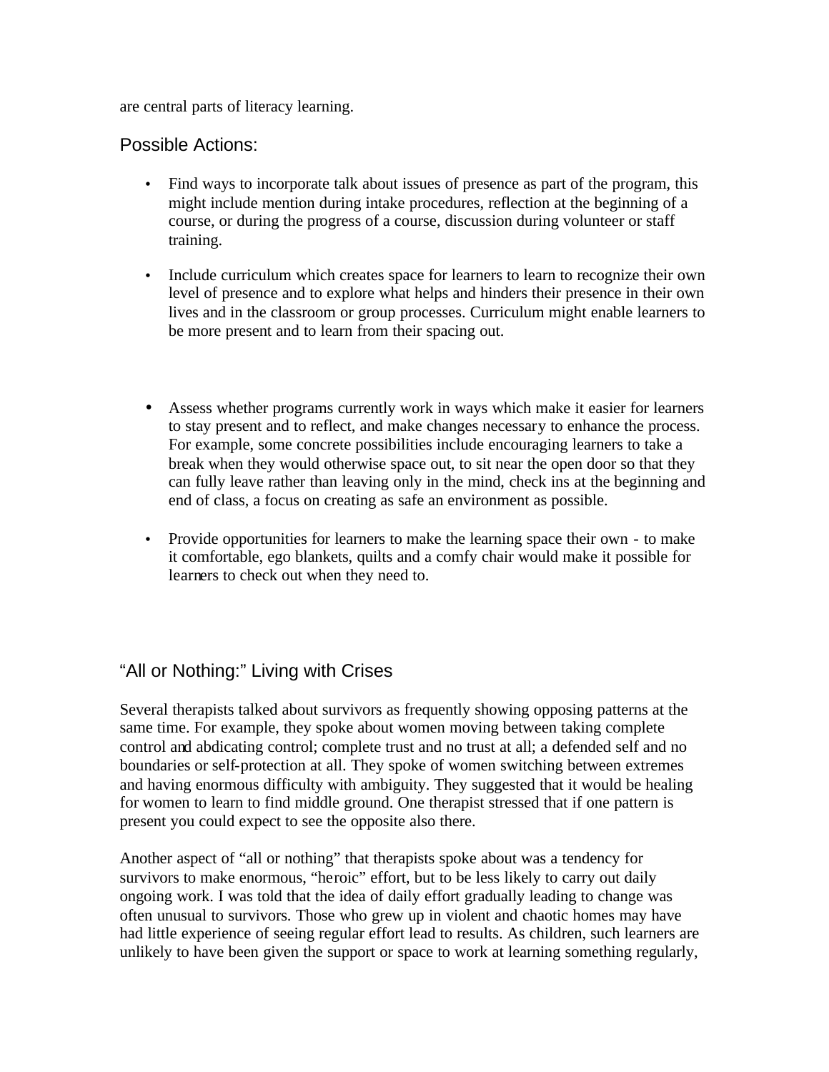are central parts of literacy learning.

## Possible Actions:

- Find ways to incorporate talk about issues of presence as part of the program, this might include mention during intake procedures, reflection at the beginning of a course, or during the progress of a course, discussion during volunteer or staff training.

- Include curriculum which creates space for learners to learn to recognize their own level of presence and to explore what helps and hinders their presence in their own lives and in the classroom or group processes. Curriculum might enable learners to be more present and to learn from their spacing out.

- Assess whether programs currently work in ways which make it easier for learners to stay present and to reflect, and make changes necessary to enhance the process. For example, some concrete possibilities include encouraging learners to take a break when they would otherwise space out, to sit near the open door so that they can fully leave rather than leaving only in the mind, check ins at the beginning and end of class, a focus on creating as safe an environment as possible.

- Provide opportunities for learners to make the learning space their own - to make it comfortable, ego blankets, quilts and a comfy chair would make it possible for learners to check out when they need to.

## “All or Nothing:” Living with Crises

Several therapists talked about survivors as frequently showing opposing patterns at the same time. For example, they spoke about women moving between taking complete control and abdicating control; complete trust and no trust at all; a defended self and no boundaries or self-protection at all. They spoke of women switching between extremes and having enormous difficulty with ambiguity. They suggested that it would be healing for women to learn to find middle ground. One therapist stressed that if one pattern is present you could expect to see the opposite also there.

Another aspect of “all or nothing” that therapists spoke about was a tendency for survivors to make enormous, “heroic” effort, but to be less likely to carry out daily ongoing work. I was told that the idea of daily effort gradually leading to change was often unusual to survivors. Those who grew up in violent and chaotic homes may have had little experience of seeing regular effort lead to results. As children, such learners are unlikely to have been given the support or space to work at learning something regularly,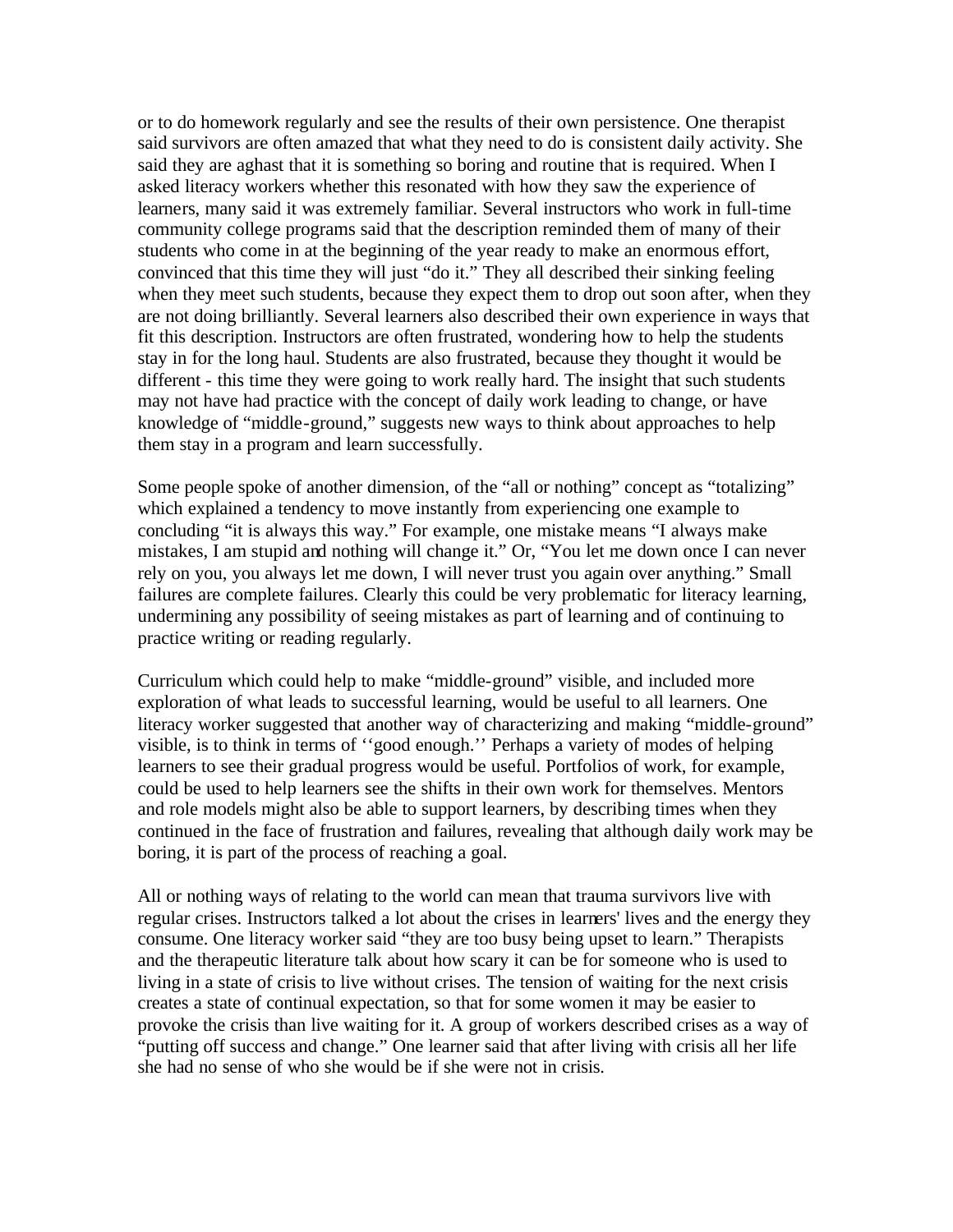or to do homework regularly and see the results of their own persistence. One therapist said survivors are often amazed that what they need to do is consistent daily activity. She said they are aghast that it is something so boring and routine that is required. When I asked literacy workers whether this resonated with how they saw the experience of learners, many said it was extremely familiar. Several instructors who work in full-time community college programs said that the description reminded them of many of their students who come in at the beginning of the year ready to make an enormous effort, convinced that this time they will just "do it." They all described their sinking feeling when they meet such students, because they expect them to drop out soon after, when they are not doing brilliantly. Several learners also described their own experience in ways that fit this description. Instructors are often frustrated, wondering how to help the students stay in for the long haul. Students are also frustrated, because they thought it would be different - this time they were going to work really hard. The insight that such students may not have had practice with the concept of daily work leading to change, or have knowledge of "middle-ground," suggests new ways to think about approaches to help them stay in a program and learn successfully.

Some people spoke of another dimension, of the "all or nothing" concept as "totalizing" which explained a tendency to move instantly from experiencing one example to concluding "it is always this way." For example, one mistake means "I always make mistakes, I am stupid and nothing will change it." Or, "You let me down once I can never rely on you, you always let me down, I will never trust you again over anything." Small failures are complete failures. Clearly this could be very problematic for literacy learning, undermining any possibility of seeing mistakes as part of learning and of continuing to practice writing or reading regularly.

Curriculum which could help to make "middle-ground" visible, and included more exploration of what leads to successful learning, would be useful to all learners. One literacy worker suggested that another way of characterizing and making "middle-ground" visible, is to think in terms of ''good enough.'' Perhaps a variety of modes of helping learners to see their gradual progress would be useful. Portfolios of work, for example, could be used to help learners see the shifts in their own work for themselves. Mentors and role models might also be able to support learners, by describing times when they continued in the face of frustration and failures, revealing that although daily work may be boring, it is part of the process of reaching a goal.

All or nothing ways of relating to the world can mean that trauma survivors live with regular crises. Instructors talked a lot about the crises in learners' lives and the energy they consume. One literacy worker said "they are too busy being upset to learn." Therapists and the therapeutic literature talk about how scary it can be for someone who is used to living in a state of crisis to live without crises. The tension of waiting for the next crisis creates a state of continual expectation, so that for some women it may be easier to provoke the crisis than live waiting for it. A group of workers described crises as a way of "putting off success and change." One learner said that after living with crisis all her life she had no sense of who she would be if she were not in crisis.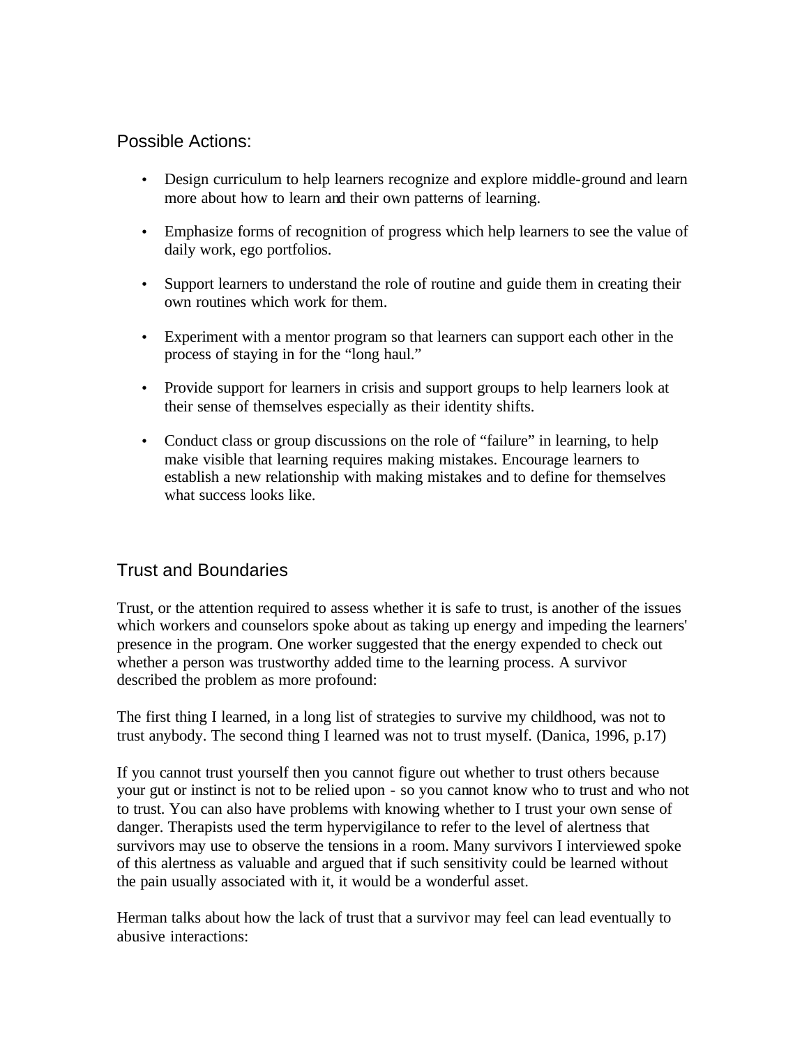## Possible Actions:

- Design curriculum to help learners recognize and explore middle-ground and learn more about how to learn and their own patterns of learning.
- Emphasize forms of recognition of progress which help learners to see the value of daily work, ego portfolios.
- Support learners to understand the role of routine and guide them in creating their own routines which work for them.
- Experiment with a mentor program so that learners can support each other in the process of staying in for the "long haul."
- Provide support for learners in crisis and support groups to help learners look at their sense of themselves especially as their identity shifts.
- Conduct class or group discussions on the role of "failure" in learning, to help make visible that learning requires making mistakes. Encourage learners to establish a new relationship with making mistakes and to define for themselves what success looks like.

## Trust and Boundaries

Trust, or the attention required to assess whether it is safe to trust, is another of the issues which workers and counselors spoke about as taking up energy and impeding the learners' presence in the program. One worker suggested that the energy expended to check out whether a person was trustworthy added time to the learning process. A survivor described the problem as more profound:

The first thing I learned, in a long list of strategies to survive my childhood, was not to trust anybody. The second thing I learned was not to trust myself. (Danica, 1996, p.17)

If you cannot trust yourself then you cannot figure out whether to trust others because your gut or instinct is not to be relied upon - so you cannot know who to trust and who not to trust. You can also have problems with knowing whether to I trust your own sense of danger. Therapists used the term hypervigilance to refer to the level of alertness that survivors may use to observe the tensions in a room. Many survivors I interviewed spoke of this alertness as valuable and argued that if such sensitivity could be learned without the pain usually associated with it, it would be a wonderful asset.

Herman talks about how the lack of trust that a survivor may feel can lead eventually to abusive interactions: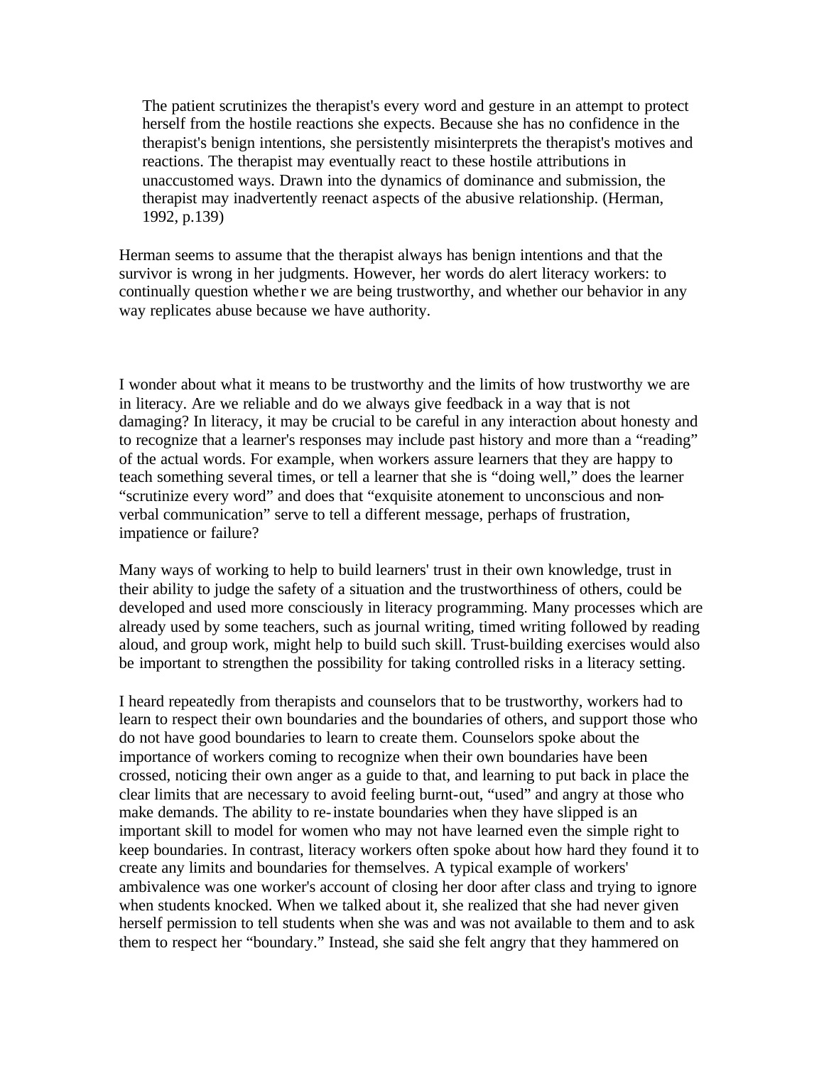> The patient scrutinizes the therapist's every word and gesture in an attempt to protect herself from the hostile reactions she expects. Because she has no confidence in the therapist's benign intentions, she persistently misinterprets the therapist's motives and reactions. The therapist may eventually react to these hostile attributions in unaccustomed ways. Drawn into the dynamics of dominance and submission, the therapist may inadvertently reenact aspects of the abusive relationship. (Herman, 1992, p.139)

Herman seems to assume that the therapist always has benign intentions and that the survivor is wrong in her judgments. However, her words do alert literacy workers: to continually question whether we are being trustworthy, and whether our behavior in any way replicates abuse because we have authority.

I wonder about what it means to be trustworthy and the limits of how trustworthy we are in literacy. Are we reliable and do we always give feedback in a way that is not damaging? In literacy, it may be crucial to be careful in any interaction about honesty and to recognize that a learner's responses may include past history and more than a "reading" of the actual words. For example, when workers assure learners that they are happy to teach something several times, or tell a learner that she is "doing well," does the learner "scrutinize every word" and does that "exquisite atonement to unconscious and non-verbal communication" serve to tell a different message, perhaps of frustration, impatience or failure?

Many ways of working to help to build learners' trust in their own knowledge, trust in their ability to judge the safety of a situation and the trustworthiness of others, could be developed and used more consciously in literacy programming. Many processes which are already used by some teachers, such as journal writing, timed writing followed by reading aloud, and group work, might help to build such skill. Trust-building exercises would also be important to strengthen the possibility for taking controlled risks in a literacy setting.

I heard repeatedly from therapists and counselors that to be trustworthy, workers had to learn to respect their own boundaries and the boundaries of others, and support those who do not have good boundaries to learn to create them. Counselors spoke about the importance of workers coming to recognize when their own boundaries have been crossed, noticing their own anger as a guide to that, and learning to put back in place the clear limits that are necessary to avoid feeling burnt-out, "used" and angry at those who make demands. The ability to re-instate boundaries when they have slipped is an important skill to model for women who may not have learned even the simple right to keep boundaries. In contrast, literacy workers often spoke about how hard they found it to create any limits and boundaries for themselves. A typical example of workers' ambivalence was one worker's account of closing her door after class and trying to ignore when students knocked. When we talked about it, she realized that she had never given herself permission to tell students when she was and was not available to them and to ask them to respect her "boundary." Instead, she said she felt angry that they hammered on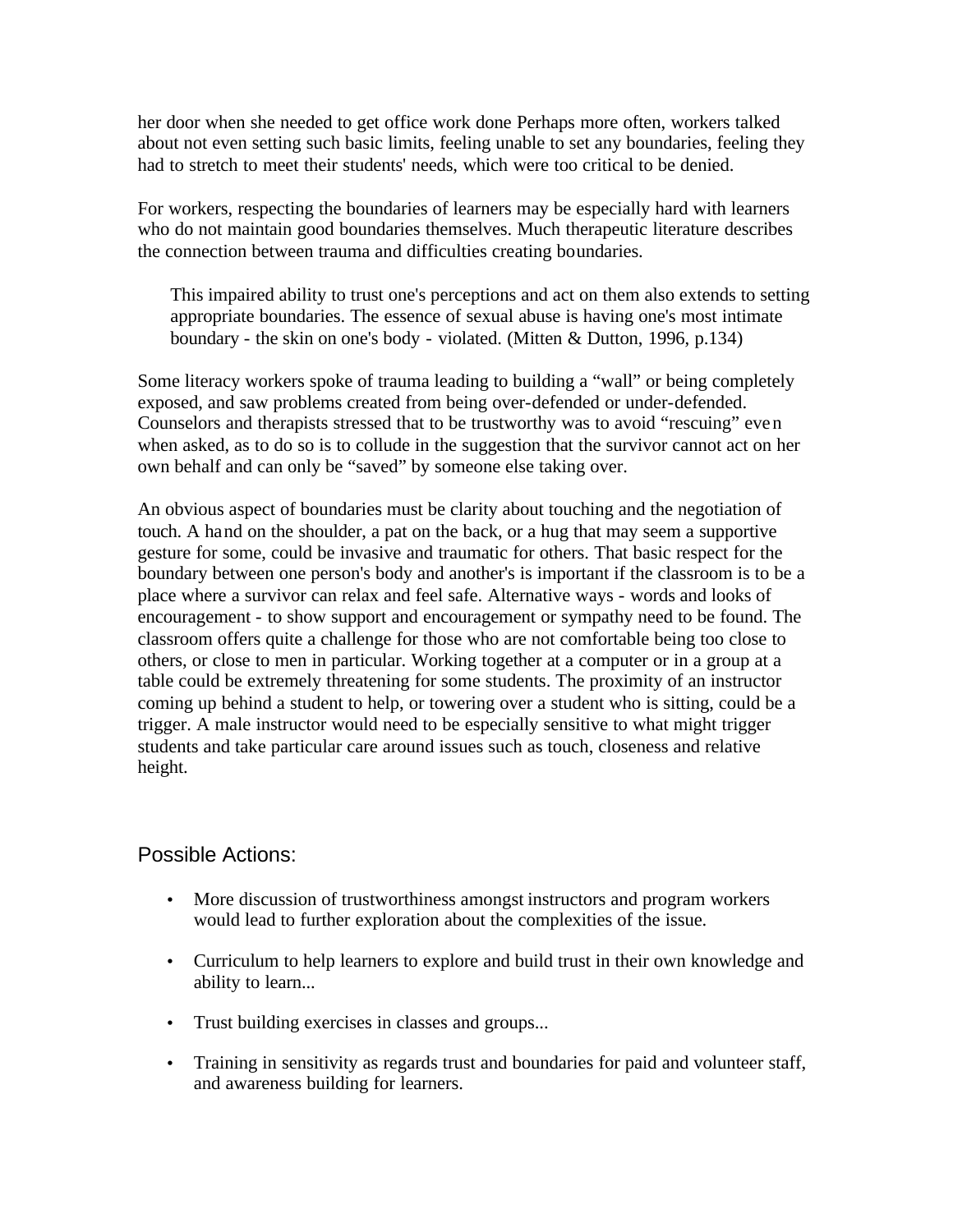her door when she needed to get office work done Perhaps more often, workers talked about not even setting such basic limits, feeling unable to set any boundaries, feeling they had to stretch to meet their students' needs, which were too critical to be denied.

For workers, respecting the boundaries of learners may be especially hard with learners who do not maintain good boundaries themselves. Much therapeutic literature describes the connection between trauma and difficulties creating boundaries.

> This impaired ability to trust one's perceptions and act on them also extends to setting appropriate boundaries. The essence of sexual abuse is having one's most intimate boundary - the skin on one's body - violated. (Mitten & Dutton, 1996, p.134)

Some literacy workers spoke of trauma leading to building a "wall" or being completely exposed, and saw problems created from being over-defended or under-defended. Counselors and therapists stressed that to be trustworthy was to avoid "rescuing" even when asked, as to do so is to collude in the suggestion that the survivor cannot act on her own behalf and can only be "saved" by someone else taking over.

An obvious aspect of boundaries must be clarity about touching and the negotiation of touch. A hand on the shoulder, a pat on the back, or a hug that may seem a supportive gesture for some, could be invasive and traumatic for others. That basic respect for the boundary between one person's body and another's is important if the classroom is to be a place where a survivor can relax and feel safe. Alternative ways - words and looks of encouragement - to show support and encouragement or sympathy need to be found. The classroom offers quite a challenge for those who are not comfortable being too close to others, or close to men in particular. Working together at a computer or in a group at a table could be extremely threatening for some students. The proximity of an instructor coming up behind a student to help, or towering over a student who is sitting, could be a trigger. A male instructor would need to be especially sensitive to what might trigger students and take particular care around issues such as touch, closeness and relative height.

## Possible Actions:

- More discussion of trustworthiness amongst instructors and program workers would lead to further exploration about the complexities of the issue.
- Curriculum to help learners to explore and build trust in their own knowledge and ability to learn...
- Trust building exercises in classes and groups...
- Training in sensitivity as regards trust and boundaries for paid and volunteer staff, and awareness building for learners.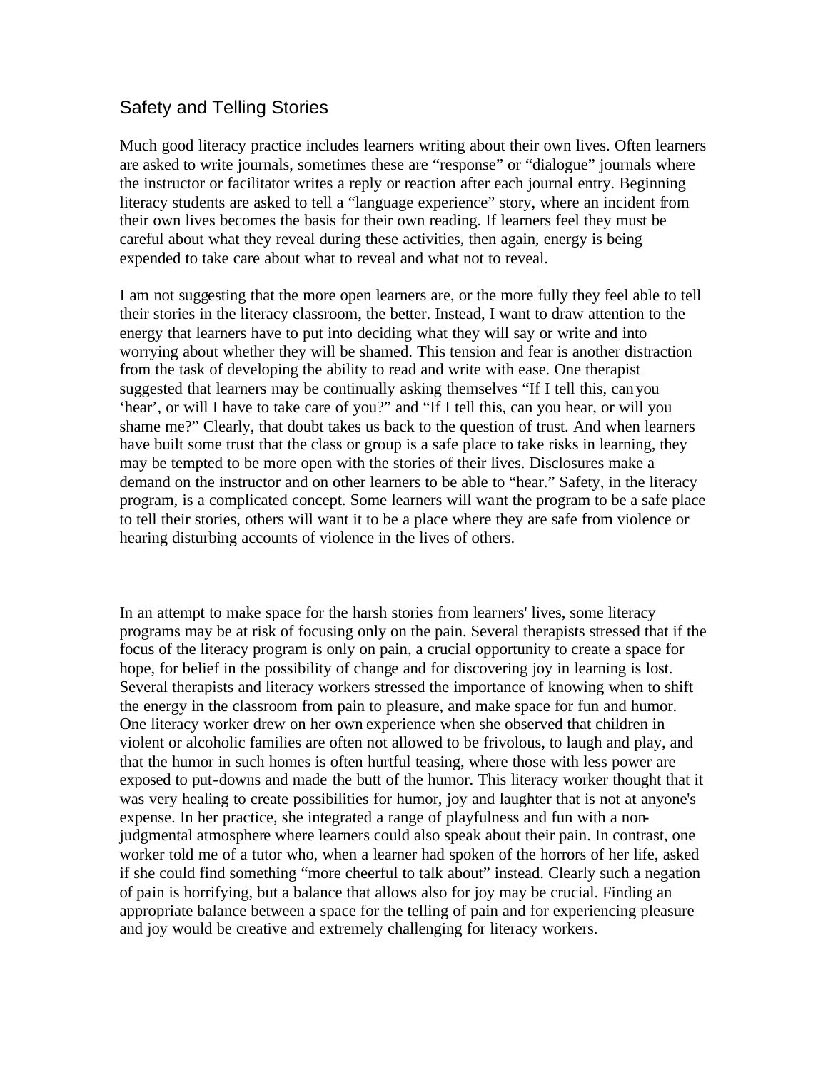## Safety and Telling Stories

Much good literacy practice includes learners writing about their own lives. Often learners are asked to write journals, sometimes these are "response" or "dialogue" journals where the instructor or facilitator writes a reply or reaction after each journal entry. Beginning literacy students are asked to tell a "language experience" story, where an incident from their own lives becomes the basis for their own reading. If learners feel they must be careful about what they reveal during these activities, then again, energy is being expended to take care about what to reveal and what not to reveal.

I am not suggesting that the more open learners are, or the more fully they feel able to tell their stories in the literacy classroom, the better. Instead, I want to draw attention to the energy that learners have to put into deciding what they will say or write and into worrying about whether they will be shamed. This tension and fear is another distraction from the task of developing the ability to read and write with ease. One therapist suggested that learners may be continually asking themselves "If I tell this, can you 'hear', or will I have to take care of you?" and "If I tell this, can you hear, or will you shame me?" Clearly, that doubt takes us back to the question of trust. And when learners have built some trust that the class or group is a safe place to take risks in learning, they may be tempted to be more open with the stories of their lives. Disclosures make a demand on the instructor and on other learners to be able to "hear." Safety, in the literacy program, is a complicated concept. Some learners will want the program to be a safe place to tell their stories, others will want it to be a place where they are safe from violence or hearing disturbing accounts of violence in the lives of others.

In an attempt to make space for the harsh stories from learners' lives, some literacy programs may be at risk of focusing only on the pain. Several therapists stressed that if the focus of the literacy program is only on pain, a crucial opportunity to create a space for hope, for belief in the possibility of change and for discovering joy in learning is lost. Several therapists and literacy workers stressed the importance of knowing when to shift the energy in the classroom from pain to pleasure, and make space for fun and humor. One literacy worker drew on her own experience when she observed that children in violent or alcoholic families are often not allowed to be frivolous, to laugh and play, and that the humor in such homes is often hurtful teasing, where those with less power are exposed to put-downs and made the butt of the humor. This literacy worker thought that it was very healing to create possibilities for humor, joy and laughter that is not at anyone's expense. In her practice, she integrated a range of playfulness and fun with a non-judgmental atmosphere where learners could also speak about their pain. In contrast, one worker told me of a tutor who, when a learner had spoken of the horrors of her life, asked if she could find something "more cheerful to talk about" instead. Clearly such a negation of pain is horrifying, but a balance that allows also for joy may be crucial. Finding an appropriate balance between a space for the telling of pain and for experiencing pleasure and joy would be creative and extremely challenging for literacy workers.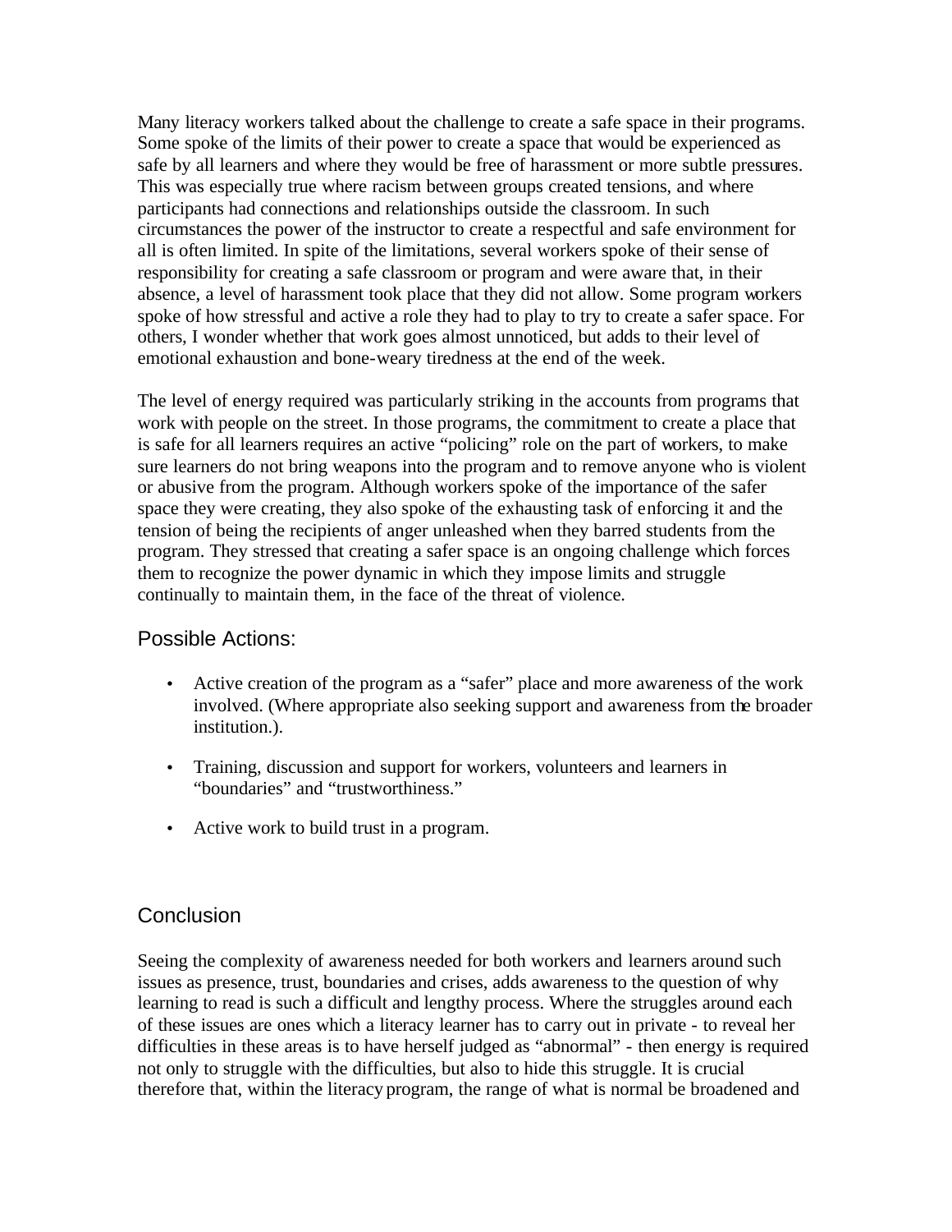Many literacy workers talked about the challenge to create a safe space in their programs. Some spoke of the limits of their power to create a space that would be experienced as safe by all learners and where they would be free of harassment or more subtle pressures. This was especially true where racism between groups created tensions, and where participants had connections and relationships outside the classroom. In such circumstances the power of the instructor to create a respectful and safe environment for all is often limited. In spite of the limitations, several workers spoke of their sense of responsibility for creating a safe classroom or program and were aware that, in their absence, a level of harassment took place that they did not allow. Some program workers spoke of how stressful and active a role they had to play to try to create a safer space. For others, I wonder whether that work goes almost unnoticed, but adds to their level of emotional exhaustion and bone-weary tiredness at the end of the week.

The level of energy required was particularly striking in the accounts from programs that work with people on the street. In those programs, the commitment to create a place that is safe for all learners requires an active "policing" role on the part of workers, to make sure learners do not bring weapons into the program and to remove anyone who is violent or abusive from the program. Although workers spoke of the importance of the safer space they were creating, they also spoke of the exhausting task of enforcing it and the tension of being the recipients of anger unleashed when they barred students from the program. They stressed that creating a safer space is an ongoing challenge which forces them to recognize the power dynamic in which they impose limits and struggle continually to maintain them, in the face of the threat of violence.

### Possible Actions:

- Active creation of the program as a "safer" place and more awareness of the work involved. (Where appropriate also seeking support and awareness from the broader institution.).
- Training, discussion and support for workers, volunteers and learners in "boundaries" and "trustworthiness."
- Active work to build trust in a program.

## Conclusion

Seeing the complexity of awareness needed for both workers and learners around such issues as presence, trust, boundaries and crises, adds awareness to the question of why learning to read is such a difficult and lengthy process. Where the struggles around each of these issues are ones which a literacy learner has to carry out in private - to reveal her difficulties in these areas is to have herself judged as "abnormal" - then energy is required not only to struggle with the difficulties, but also to hide this struggle. It is crucial therefore that, within the literacy program, the range of what is normal be broadened and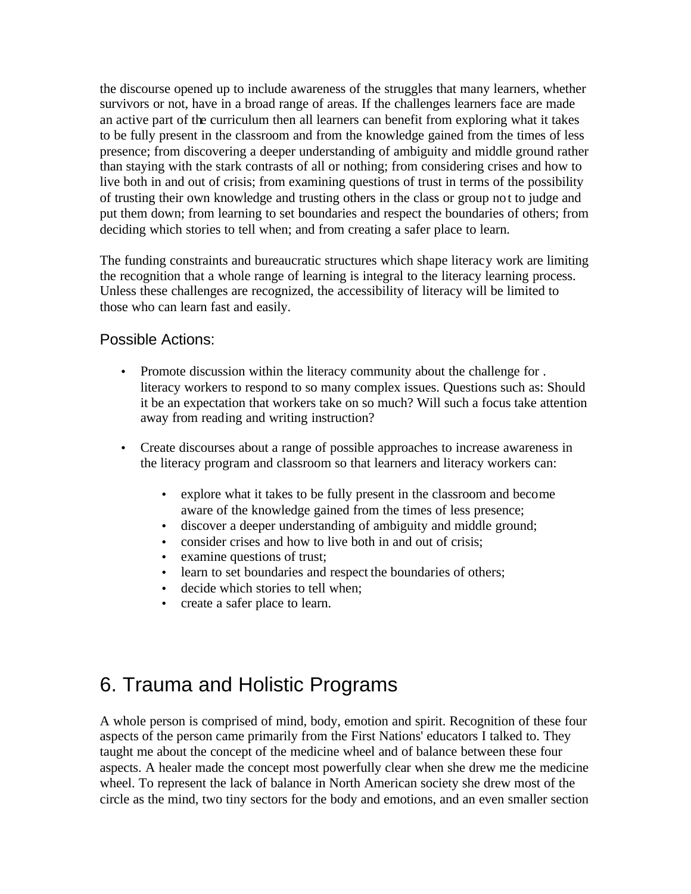the discourse opened up to include awareness of the struggles that many learners, whether survivors or not, have in a broad range of areas. If the challenges learners face are made an active part of the curriculum then all learners can benefit from exploring what it takes to be fully present in the classroom and from the knowledge gained from the times of less presence; from discovering a deeper understanding of ambiguity and middle ground rather than staying with the stark contrasts of all or nothing; from considering crises and how to live both in and out of crisis; from examining questions of trust in terms of the possibility of trusting their own knowledge and trusting others in the class or group not to judge and put them down; from learning to set boundaries and respect the boundaries of others; from deciding which stories to tell when; and from creating a safer place to learn.

The funding constraints and bureaucratic structures which shape literacy work are limiting the recognition that a whole range of learning is integral to the literacy learning process. Unless these challenges are recognized, the accessibility of literacy will be limited to those who can learn fast and easily.

### Possible Actions:

- Promote discussion within the literacy community about the challenge for . literacy workers to respond to so many complex issues. Questions such as: Should it be an expectation that workers take on so much? Will such a focus take attention away from reading and writing instruction?

- Create discourses about a range of possible approaches to increase awareness in the literacy program and classroom so that learners and literacy workers can:

    - explore what it takes to be fully present in the classroom and become aware of the knowledge gained from the times of less presence;
    - discover a deeper understanding of ambiguity and middle ground;
    - consider crises and how to live both in and out of crisis;
    - examine questions of trust;
    - learn to set boundaries and respect the boundaries of others;
    - decide which stories to tell when;
    - create a safer place to learn.

# 6. Trauma and Holistic Programs

A whole person is comprised of mind, body, emotion and spirit. Recognition of these four aspects of the person came primarily from the First Nations' educators I talked to. They taught me about the concept of the medicine wheel and of balance between these four aspects. A healer made the concept most powerfully clear when she drew me the medicine wheel. To represent the lack of balance in North American society she drew most of the circle as the mind, two tiny sectors for the body and emotions, and an even smaller section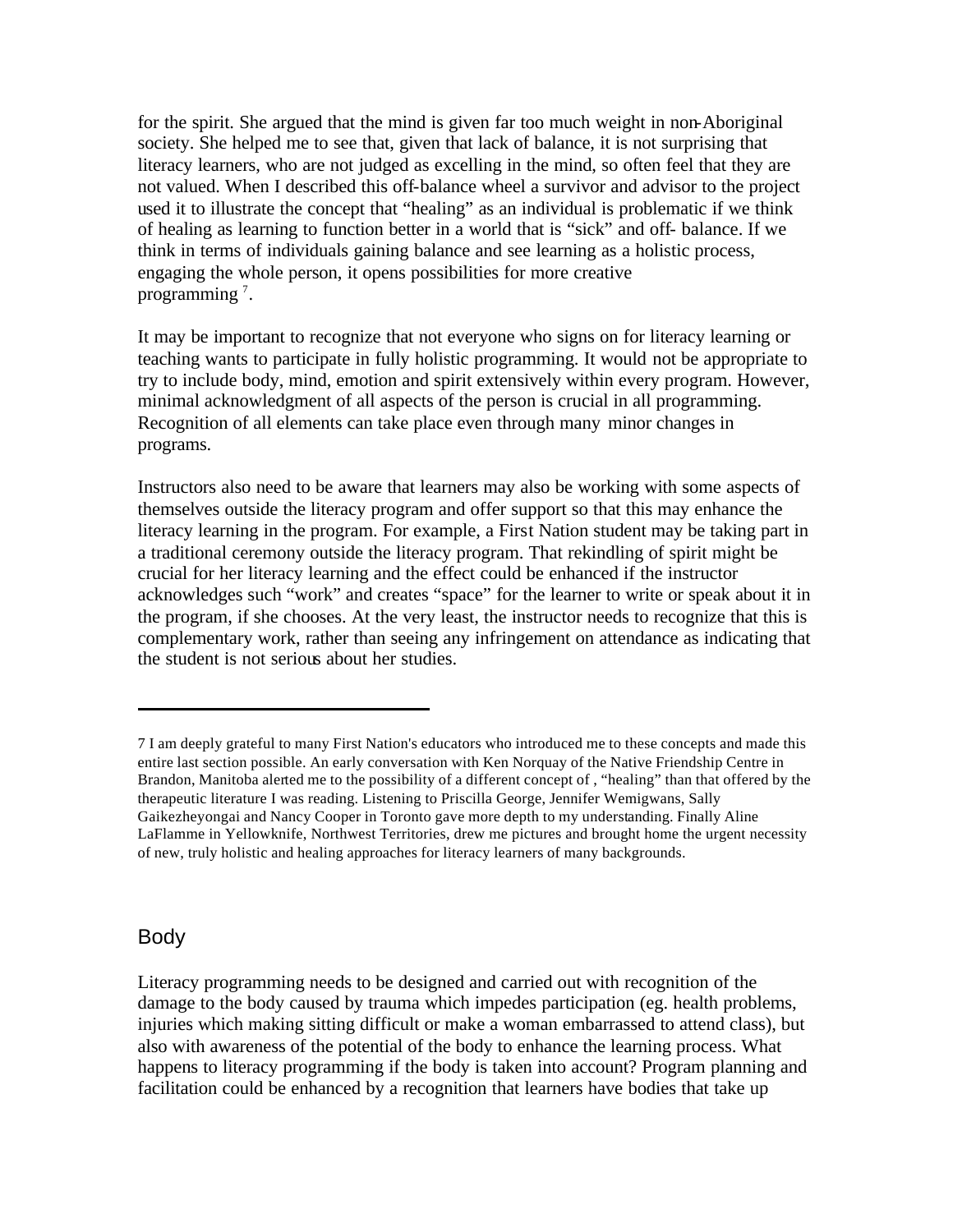for the spirit. She argued that the mind is given far too much weight in non-Aboriginal society. She helped me to see that, given that lack of balance, it is not surprising that literacy learners, who are not judged as excelling in the mind, so often feel that they are not valued. When I described this off-balance wheel a survivor and advisor to the project used it to illustrate the concept that "healing" as an individual is problematic if we think of healing as learning to function better in a world that is "sick" and off- balance. If we think in terms of individuals gaining balance and see learning as a holistic process, engaging the whole person, it opens possibilities for more creative programming [7].

It may be important to recognize that not everyone who signs on for literacy learning or teaching wants to participate in fully holistic programming. It would not be appropriate to try to include body, mind, emotion and spirit extensively within every program. However, minimal acknowledgment of all aspects of the person is crucial in all programming. Recognition of all elements can take place even through many minor changes in programs.

Instructors also need to be aware that learners may also be working with some aspects of themselves outside the literacy program and offer support so that this may enhance the literacy learning in the program. For example, a First Nation student may be taking part in a traditional ceremony outside the literacy program. That rekindling of spirit might be crucial for her literacy learning and the effect could be enhanced if the instructor acknowledges such "work" and creates "space" for the learner to write or speak about it in the program, if she chooses. At the very least, the instructor needs to recognize that this is complementary work, rather than seeing any infringement on attendance as indicating that the student is not serious about her studies.

---

7 I am deeply grateful to many First Nation's educators who introduced me to these concepts and made this entire last section possible. An early conversation with Ken Norquay of the Native Friendship Centre in Brandon, Manitoba alerted me to the possibility of a different concept of , "healing" than that offered by the therapeutic literature I was reading. Listening to Priscilla George, Jennifer Wemigwans, Sally Gaikezheyongai and Nancy Cooper in Toronto gave more depth to my understanding. Finally Aline LaFlamme in Yellowknife, Northwest Territories, drew me pictures and brought home the urgent necessity of new, truly holistic and healing approaches for literacy learners of many backgrounds.

## Body

Literacy programming needs to be designed and carried out with recognition of the damage to the body caused by trauma which impedes participation (eg. health problems, injuries which making sitting difficult or make a woman embarrassed to attend class), but also with awareness of the potential of the body to enhance the learning process. What happens to literacy programming if the body is taken into account? Program planning and facilitation could be enhanced by a recognition that learners have bodies that take up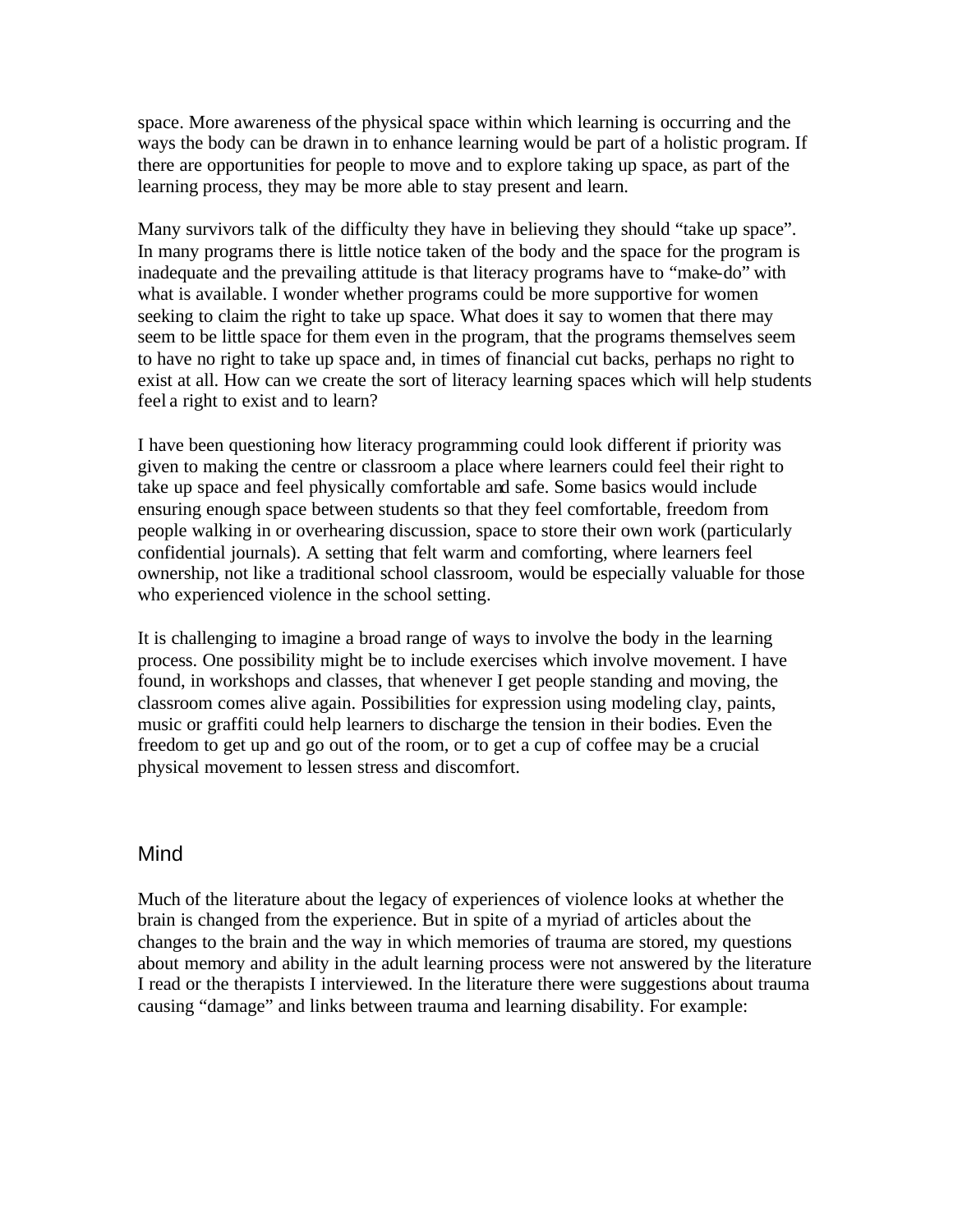space. More awareness of the physical space within which learning is occurring and the ways the body can be drawn in to enhance learning would be part of a holistic program. If there are opportunities for people to move and to explore taking up space, as part of the learning process, they may be more able to stay present and learn.

Many survivors talk of the difficulty they have in believing they should "take up space". In many programs there is little notice taken of the body and the space for the program is inadequate and the prevailing attitude is that literacy programs have to "make-do" with what is available. I wonder whether programs could be more supportive for women seeking to claim the right to take up space. What does it say to women that there may seem to be little space for them even in the program, that the programs themselves seem to have no right to take up space and, in times of financial cut backs, perhaps no right to exist at all. How can we create the sort of literacy learning spaces which will help students feel a right to exist and to learn?

I have been questioning how literacy programming could look different if priority was given to making the centre or classroom a place where learners could feel their right to take up space and feel physically comfortable and safe. Some basics would include ensuring enough space between students so that they feel comfortable, freedom from people walking in or overhearing discussion, space to store their own work (particularly confidential journals). A setting that felt warm and comforting, where learners feel ownership, not like a traditional school classroom, would be especially valuable for those who experienced violence in the school setting.

It is challenging to imagine a broad range of ways to involve the body in the learning process. One possibility might be to include exercises which involve movement. I have found, in workshops and classes, that whenever I get people standing and moving, the classroom comes alive again. Possibilities for expression using modeling clay, paints, music or graffiti could help learners to discharge the tension in their bodies. Even the freedom to get up and go out of the room, or to get a cup of coffee may be a crucial physical movement to lessen stress and discomfort.

## Mind

Much of the literature about the legacy of experiences of violence looks at whether the brain is changed from the experience. But in spite of a myriad of articles about the changes to the brain and the way in which memories of trauma are stored, my questions about memory and ability in the adult learning process were not answered by the literature I read or the therapists I interviewed. In the literature there were suggestions about trauma causing "damage" and links between trauma and learning disability. For example: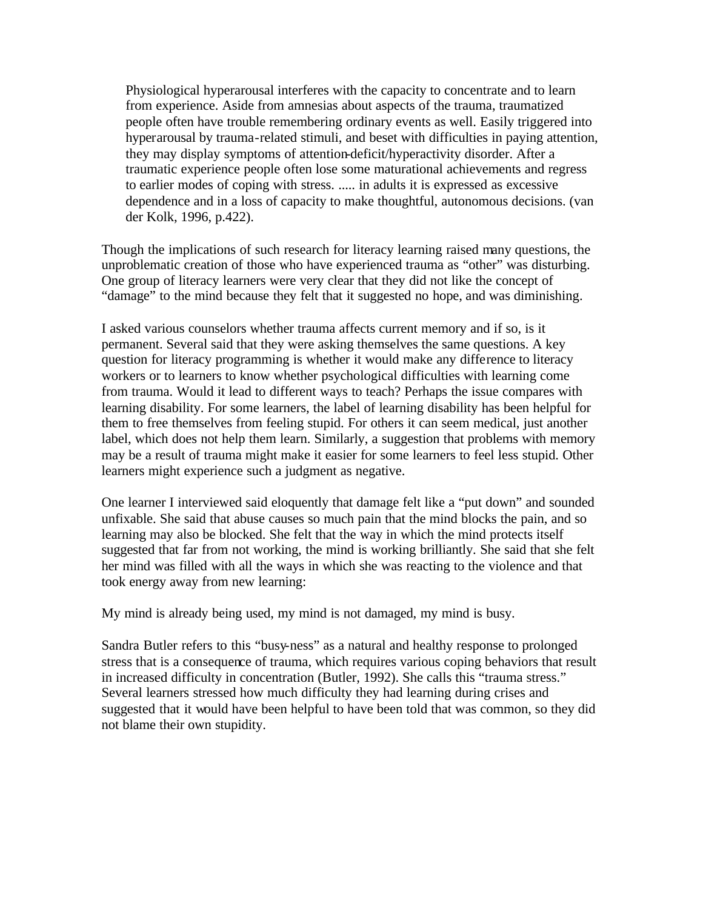> Physiological hyperarousal interferes with the capacity to concentrate and to learn from experience. Aside from amnesias about aspects of the trauma, traumatized people often have trouble remembering ordinary events as well. Easily triggered into hyperarousal by trauma-related stimuli, and beset with difficulties in paying attention, they may display symptoms of attention-deficit/hyperactivity disorder. After a traumatic experience people often lose some maturational achievements and regress to earlier modes of coping with stress. ..... in adults it is expressed as excessive dependence and in a loss of capacity to make thoughtful, autonomous decisions. (van der Kolk, 1996, p.422).

Though the implications of such research for literacy learning raised many questions, the unproblematic creation of those who have experienced trauma as "other" was disturbing. One group of literacy learners were very clear that they did not like the concept of "damage" to the mind because they felt that it suggested no hope, and was diminishing.

I asked various counselors whether trauma affects current memory and if so, is it permanent. Several said that they were asking themselves the same questions. A key question for literacy programming is whether it would make any difference to literacy workers or to learners to know whether psychological difficulties with learning come from trauma. Would it lead to different ways to teach? Perhaps the issue compares with learning disability. For some learners, the label of learning disability has been helpful for them to free themselves from feeling stupid. For others it can seem medical, just another label, which does not help them learn. Similarly, a suggestion that problems with memory may be a result of trauma might make it easier for some learners to feel less stupid. Other learners might experience such a judgment as negative.

One learner I interviewed said eloquently that damage felt like a "put down" and sounded unfixable. She said that abuse causes so much pain that the mind blocks the pain, and so learning may also be blocked. She felt that the way in which the mind protects itself suggested that far from not working, the mind is working brilliantly. She said that she felt her mind was filled with all the ways in which she was reacting to the violence and that took energy away from new learning:

My mind is already being used, my mind is not damaged, my mind is busy.

Sandra Butler refers to this "busy-ness" as a natural and healthy response to prolonged stress that is a consequence of trauma, which requires various coping behaviors that result in increased difficulty in concentration (Butler, 1992). She calls this "trauma stress." Several learners stressed how much difficulty they had learning during crises and suggested that it would have been helpful to have been told that was common, so they did not blame their own stupidity.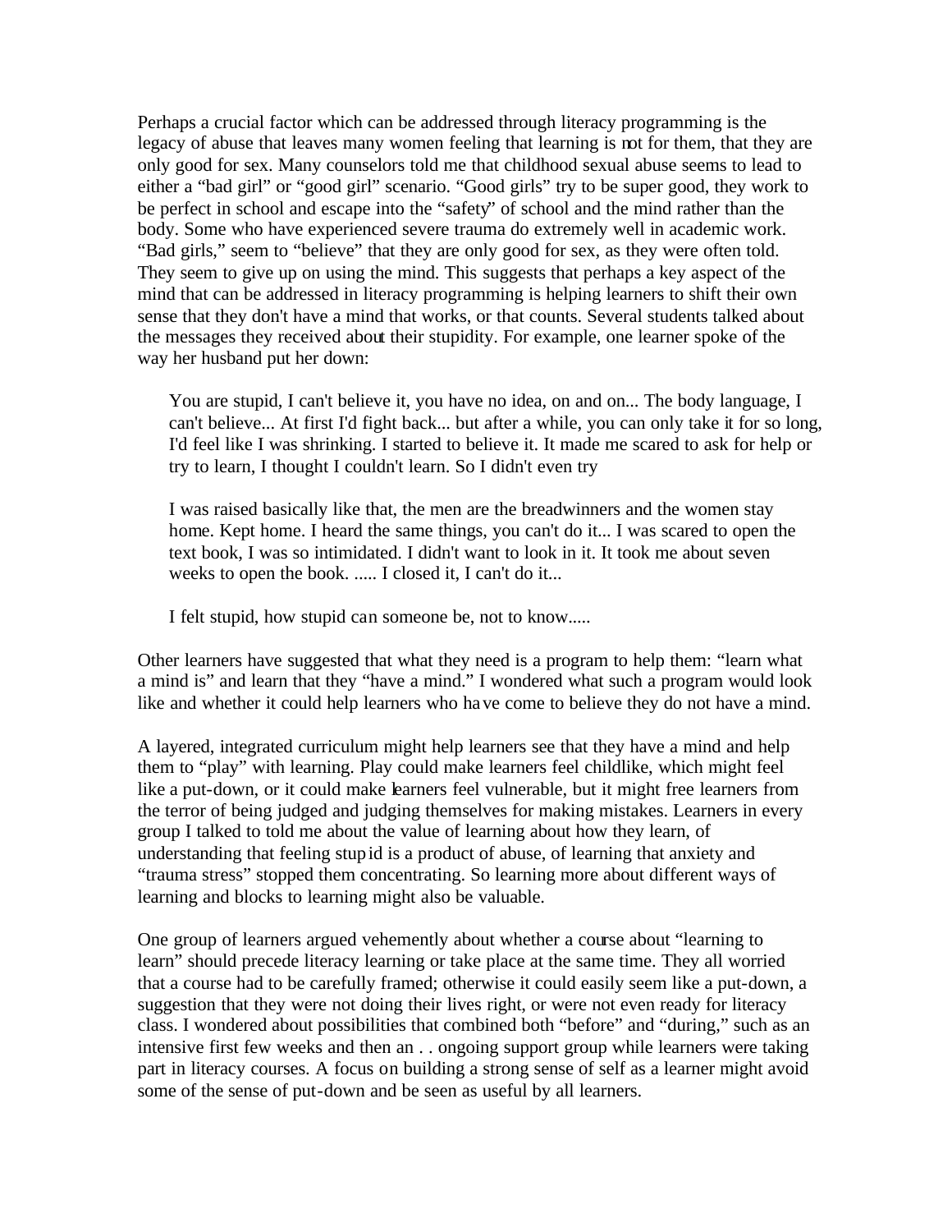Perhaps a crucial factor which can be addressed through literacy programming is the legacy of abuse that leaves many women feeling that learning is not for them, that they are only good for sex. Many counselors told me that childhood sexual abuse seems to lead to either a "bad girl" or "good girl" scenario. "Good girls" try to be super good, they work to be perfect in school and escape into the "safety" of school and the mind rather than the body. Some who have experienced severe trauma do extremely well in academic work. "Bad girls," seem to "believe" that they are only good for sex, as they were often told. They seem to give up on using the mind. This suggests that perhaps a key aspect of the mind that can be addressed in literacy programming is helping learners to shift their own sense that they don't have a mind that works, or that counts. Several students talked about the messages they received about their stupidity. For example, one learner spoke of the way her husband put her down:

> You are stupid, I can't believe it, you have no idea, on and on... The body language, I can't believe... At first I'd fight back... but after a while, you can only take it for so long, I'd feel like I was shrinking. I started to believe it. It made me scared to ask for help or try to learn, I thought I couldn't learn. So I didn't even try
>
> I was raised basically like that, the men are the breadwinners and the women stay home. Kept home. I heard the same things, you can't do it... I was scared to open the text book, I was so intimidated. I didn't want to look in it. It took me about seven weeks to open the book. ..... I closed it, I can't do it...
>
> I felt stupid, how stupid can someone be, not to know.....

Other learners have suggested that what they need is a program to help them: "learn what a mind is" and learn that they "have a mind." I wondered what such a program would look like and whether it could help learners who have come to believe they do not have a mind.

A layered, integrated curriculum might help learners see that they have a mind and help them to "play" with learning. Play could make learners feel childlike, which might feel like a put-down, or it could make learners feel vulnerable, but it might free learners from the terror of being judged and judging themselves for making mistakes. Learners in every group I talked to told me about the value of learning about how they learn, of understanding that feeling stupid is a product of abuse, of learning that anxiety and "trauma stress" stopped them concentrating. So learning more about different ways of learning and blocks to learning might also be valuable.

One group of learners argued vehemently about whether a course about "learning to learn" should precede literacy learning or take place at the same time. They all worried that a course had to be carefully framed; otherwise it could easily seem like a put-down, a suggestion that they were not doing their lives right, or were not even ready for literacy class. I wondered about possibilities that combined both "before" and "during," such as an intensive first few weeks and then an . . ongoing support group while learners were taking part in literacy courses. A focus on building a strong sense of self as a learner might avoid some of the sense of put-down and be seen as useful by all learners.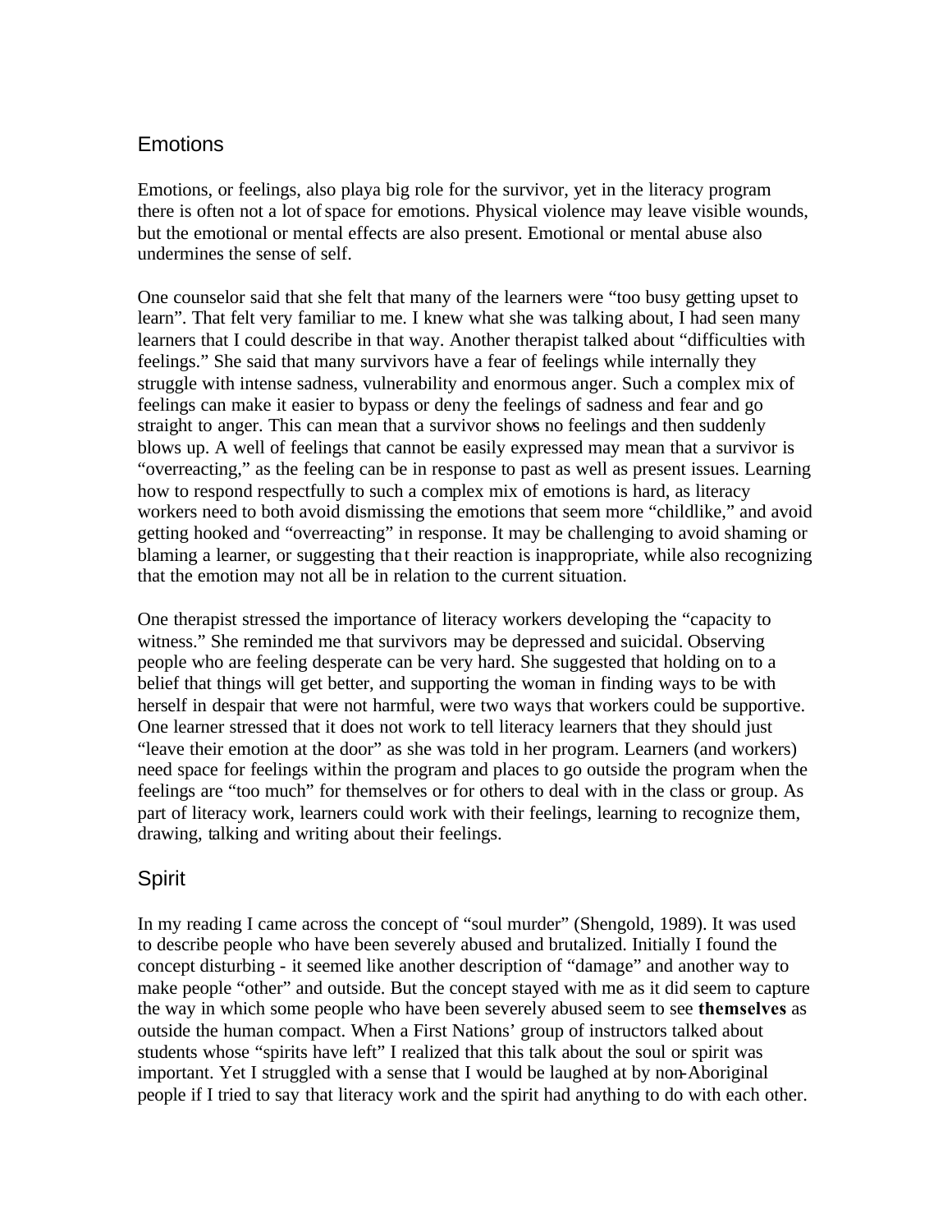## Emotions

Emotions, or feelings, also playa big role for the survivor, yet in the literacy program there is often not a lot of space for emotions. Physical violence may leave visible wounds, but the emotional or mental effects are also present. Emotional or mental abuse also undermines the sense of self.

One counselor said that she felt that many of the learners were "too busy getting upset to learn". That felt very familiar to me. I knew what she was talking about, I had seen many learners that I could describe in that way. Another therapist talked about "difficulties with feelings." She said that many survivors have a fear of feelings while internally they struggle with intense sadness, vulnerability and enormous anger. Such a complex mix of feelings can make it easier to bypass or deny the feelings of sadness and fear and go straight to anger. This can mean that a survivor shows no feelings and then suddenly blows up. A well of feelings that cannot be easily expressed may mean that a survivor is "overreacting," as the feeling can be in response to past as well as present issues. Learning how to respond respectfully to such a complex mix of emotions is hard, as literacy workers need to both avoid dismissing the emotions that seem more "childlike," and avoid getting hooked and "overreacting" in response. It may be challenging to avoid shaming or blaming a learner, or suggesting that their reaction is inappropriate, while also recognizing that the emotion may not all be in relation to the current situation.

One therapist stressed the importance of literacy workers developing the "capacity to witness." She reminded me that survivors may be depressed and suicidal. Observing people who are feeling desperate can be very hard. She suggested that holding on to a belief that things will get better, and supporting the woman in finding ways to be with herself in despair that were not harmful, were two ways that workers could be supportive. One learner stressed that it does not work to tell literacy learners that they should just "leave their emotion at the door" as she was told in her program. Learners (and workers) need space for feelings within the program and places to go outside the program when the feelings are "too much" for themselves or for others to deal with in the class or group. As part of literacy work, learners could work with their feelings, learning to recognize them, drawing, talking and writing about their feelings.

## Spirit

In my reading I came across the concept of "soul murder" (Shengold, 1989). It was used to describe people who have been severely abused and brutalized. Initially I found the concept disturbing - it seemed like another description of "damage" and another way to make people "other" and outside. But the concept stayed with me as it did seem to capture the way in which some people who have been severely abused seem to see **themselves** as outside the human compact. When a First Nations' group of instructors talked about students whose "spirits have left" I realized that this talk about the soul or spirit was important. Yet I struggled with a sense that I would be laughed at by non-Aboriginal people if I tried to say that literacy work and the spirit had anything to do with each other.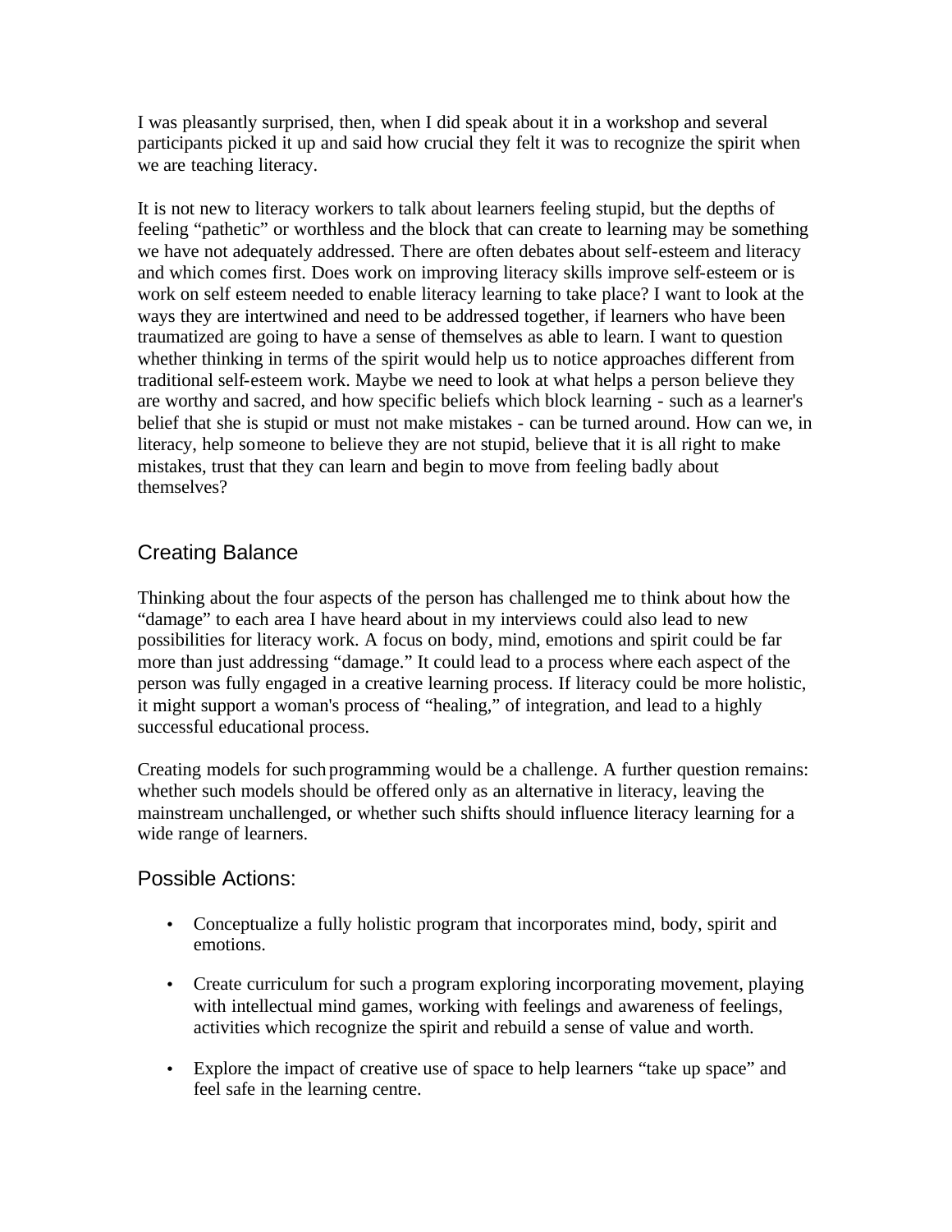I was pleasantly surprised, then, when I did speak about it in a workshop and several participants picked it up and said how crucial they felt it was to recognize the spirit when we are teaching literacy.

It is not new to literacy workers to talk about learners feeling stupid, but the depths of feeling "pathetic" or worthless and the block that can create to learning may be something we have not adequately addressed. There are often debates about self-esteem and literacy and which comes first. Does work on improving literacy skills improve self-esteem or is work on self esteem needed to enable literacy learning to take place? I want to look at the ways they are intertwined and need to be addressed together, if learners who have been traumatized are going to have a sense of themselves as able to learn. I want to question whether thinking in terms of the spirit would help us to notice approaches different from traditional self-esteem work. Maybe we need to look at what helps a person believe they are worthy and sacred, and how specific beliefs which block learning - such as a learner's belief that she is stupid or must not make mistakes - can be turned around. How can we, in literacy, help someone to believe they are not stupid, believe that it is all right to make mistakes, trust that they can learn and begin to move from feeling badly about themselves?

## Creating Balance

Thinking about the four aspects of the person has challenged me to think about how the "damage" to each area I have heard about in my interviews could also lead to new possibilities for literacy work. A focus on body, mind, emotions and spirit could be far more than just addressing "damage." It could lead to a process where each aspect of the person was fully engaged in a creative learning process. If literacy could be more holistic, it might support a woman's process of "healing," of integration, and lead to a highly successful educational process.

Creating models for such programming would be a challenge. A further question remains: whether such models should be offered only as an alternative in literacy, leaving the mainstream unchallenged, or whether such shifts should influence literacy learning for a wide range of learners.

### Possible Actions:

- Conceptualize a fully holistic program that incorporates mind, body, spirit and emotions.
- Create curriculum for such a program exploring incorporating movement, playing with intellectual mind games, working with feelings and awareness of feelings, activities which recognize the spirit and rebuild a sense of value and worth.
- Explore the impact of creative use of space to help learners "take up space" and feel safe in the learning centre.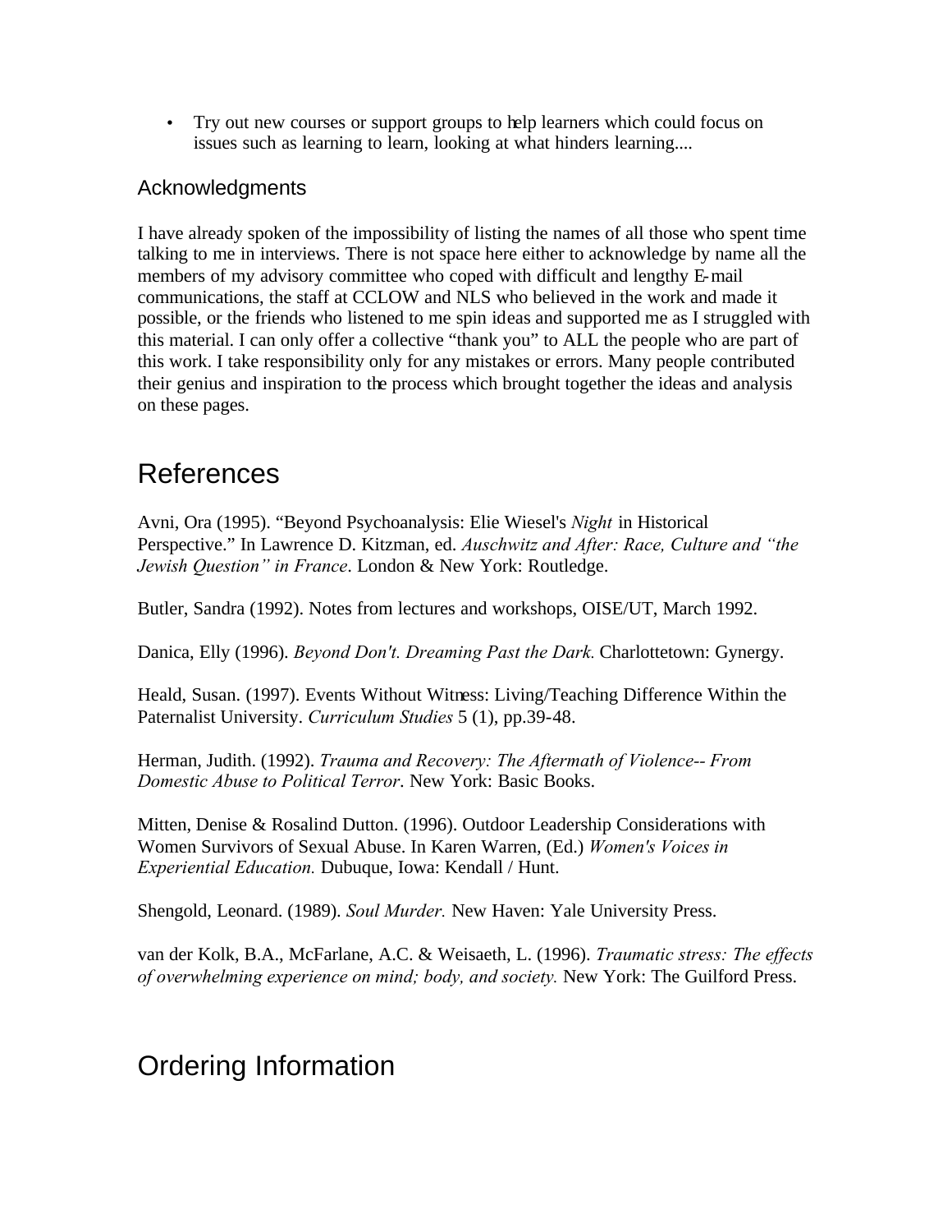- Try out new courses or support groups to help learners which could focus on issues such as learning to learn, looking at what hinders learning....

### Acknowledgments

I have already spoken of the impossibility of listing the names of all those who spent time talking to me in interviews. There is not space here either to acknowledge by name all the members of my advisory committee who coped with difficult and lengthy E-mail communications, the staff at CCLOW and NLS who believed in the work and made it possible, or the friends who listened to me spin ideas and supported me as I struggled with this material. I can only offer a collective "thank you" to ALL the people who are part of this work. I take responsibility only for any mistakes or errors. Many people contributed their genius and inspiration to the process which brought together the ideas and analysis on these pages.

## References

Avni, Ora (1995). "Beyond Psychoanalysis: Elie Wiesel's *Night* in Historical Perspective." In Lawrence D. Kitzman, ed. *Auschwitz and After: Race, Culture and "the Jewish Question" in France*. London & New York: Routledge.

Butler, Sandra (1992). Notes from lectures and workshops, OISE/UT, March 1992.

Danica, Elly (1996). *Beyond Don't. Dreaming Past the Dark.* Charlottetown: Gynergy.

Heald, Susan. (1997). Events Without Witness: Living/Teaching Difference Within the Paternalist University. *Curriculum Studies* 5 (1), pp.39-48.

Herman, Judith. (1992). *Trauma and Recovery: The Aftermath of Violence-- From Domestic Abuse to Political Terror*. New York: Basic Books.

Mitten, Denise & Rosalind Dutton. (1996). Outdoor Leadership Considerations with Women Survivors of Sexual Abuse. In Karen Warren, (Ed.) *Women's Voices in Experiential Education.* Dubuque, Iowa: Kendall / Hunt.

Shengold, Leonard. (1989). *Soul Murder.* New Haven: Yale University Press.

van der Kolk, B.A., McFarlane, A.C. & Weisaeth, L. (1996). *Traumatic stress: The effects of overwhelming experience on mind; body, and society.* New York: The Guilford Press.

## Ordering Information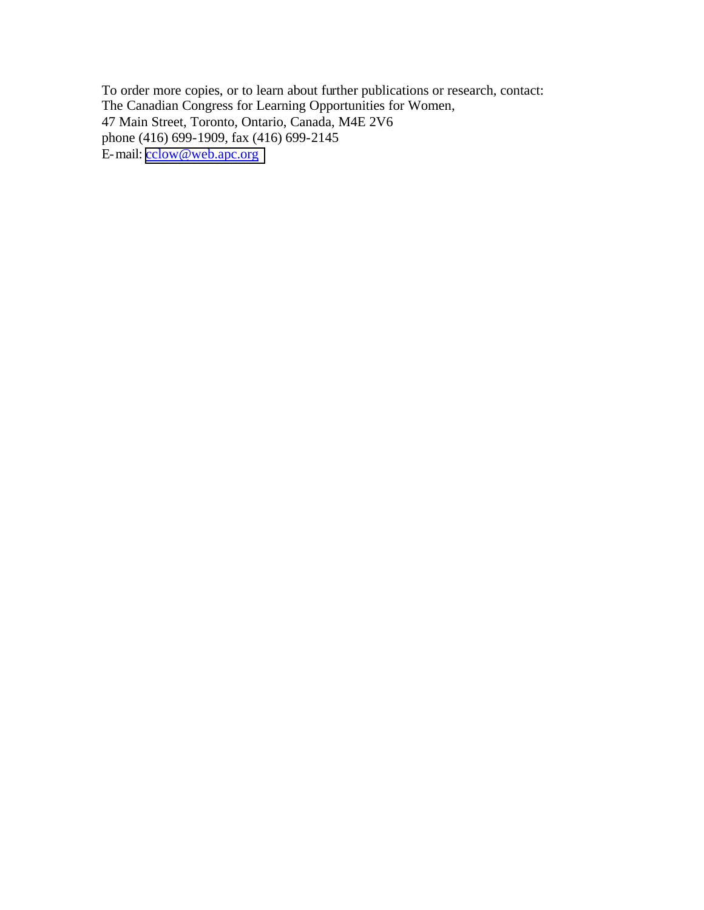To order more copies, or to learn about further publications or research, contact:
The Canadian Congress for Learning Opportunities for Women,
47 Main Street, Toronto, Ontario, Canada, M4E 2V6
phone (416) 699-1909, fax (416) 699-2145
E-mail: cclow@web.apc.org